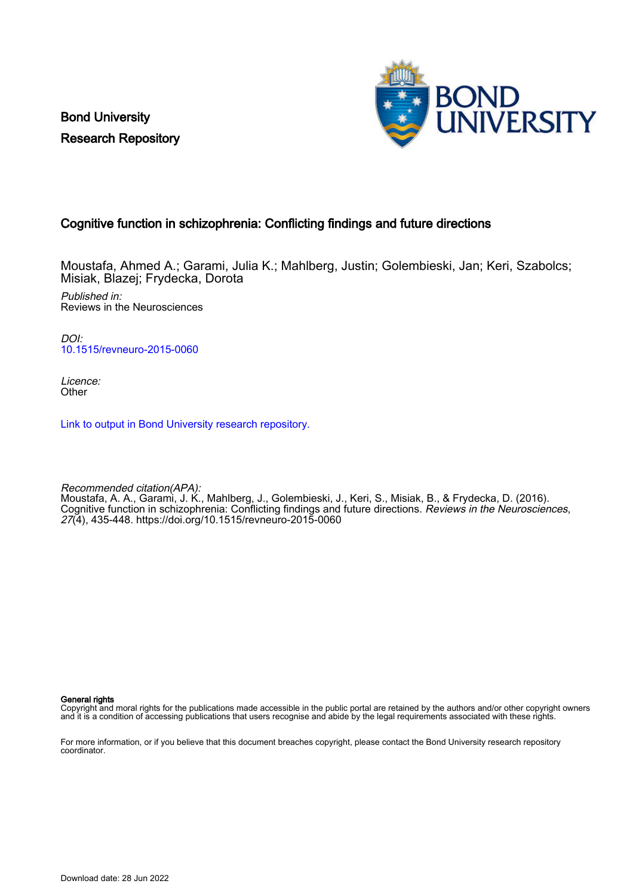Bond University
Research Repository

# Cognitive function in schizophrenia: Conflicting findings and future directions

Moustafa, Ahmed A.; Garami, Julia K.; Mahlberg, Justin; Golembieski, Jan; Keri, Szabolcs; Misiak, Blazej; Frydecka, Dorota

*Published in:*
Reviews in the Neurosciences

*DOI:*
10.1515/revneuro-2015-0060

*Licence:*
Other

Link to output in Bond University research repository.

*Recommended citation(APA):*
Moustafa, A. A., Garami, J. K., Mahlberg, J., Golembieski, J., Keri, S., Misiak, B., & Frydecka, D. (2016). Cognitive function in schizophrenia: Conflicting findings and future directions. *Reviews in the Neurosciences*, *27*(4), 435-448. https://doi.org/10.1515/revneuro-2015-0060

**General rights**
Copyright and moral rights for the publications made accessible in the public portal are retained by the authors and/or other copyright owners and it is a condition of accessing publications that users recognise and abide by the legal requirements associated with these rights.

For more information, or if you believe that this document breaches copyright, please contact the Bond University research repository coordinator.

Download date: 28 Jun 2022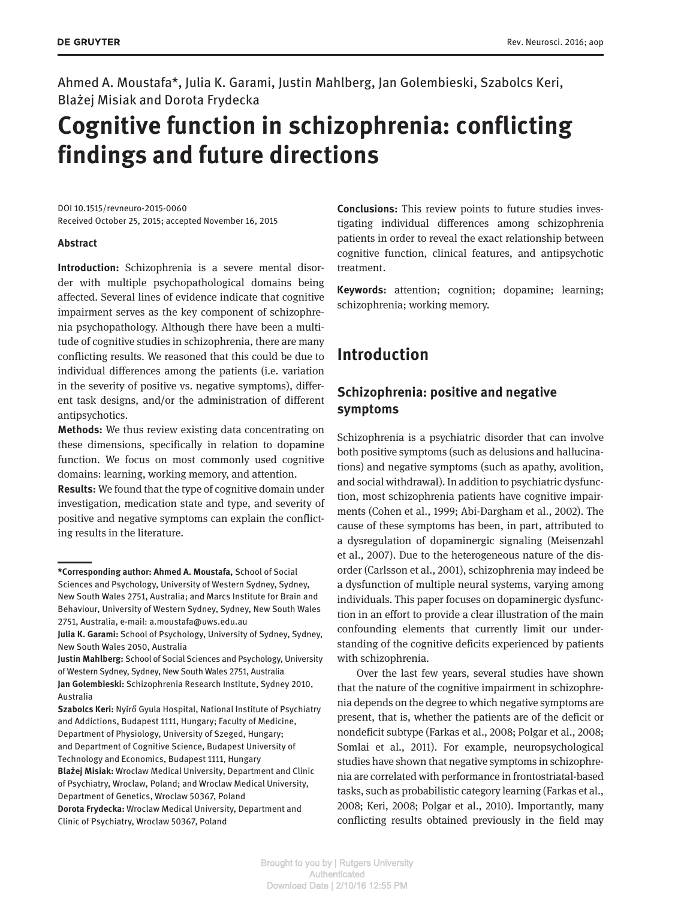Ahmed A. Moustafa*, Julia K. Garami, Justin Mahlberg, Jan Golembieski, Szabolcs Keri, Błażej Misiak and Dorota Frydecka

# Cognitive function in schizophrenia: conflicting findings and future directions

DOI 10.1515/revneuro-2015-0060

Received October 25, 2015; accepted November 16, 2015

**Abstract**

**Introduction:** Schizophrenia is a severe mental disorder with multiple psychopathological domains being affected. Several lines of evidence indicate that cognitive impairment serves as the key component of schizophrenia psychopathology. Although there have been a multitude of cognitive studies in schizophrenia, there are many conflicting results. We reasoned that this could be due to individual differences among the patients (i.e. variation in the severity of positive vs. negative symptoms), different task designs, and/or the administration of different antipsychotics.

**Methods:** We thus review existing data concentrating on these dimensions, specifically in relation to dopamine function. We focus on most commonly used cognitive domains: learning, working memory, and attention.

**Results:** We found that the type of cognitive domain under investigation, medication state and type, and severity of positive and negative symptoms can explain the conflicting results in the literature.

**Conclusions:** This review points to future studies investigating individual differences among schizophrenia patients in order to reveal the exact relationship between cognitive function, clinical features, and antipsychotic treatment.

**Keywords:** attention; cognition; dopamine; learning; schizophrenia; working memory.

---

**\*Corresponding author: Ahmed A. Moustafa,** School of Social Sciences and Psychology, University of Western Sydney, Sydney, New South Wales 2751, Australia; and Marcs Institute for Brain and Behaviour, University of Western Sydney, Sydney, New South Wales 2751, Australia, e-mail: a.moustafa@uws.edu.au

**Julia K. Garami:** School of Psychology, University of Sydney, Sydney, New South Wales 2050, Australia

**Justin Mahlberg:** School of Social Sciences and Psychology, University of Western Sydney, Sydney, New South Wales 2751, Australia

**Jan Golembieski:** Schizophrenia Research Institute, Sydney 2010, Australia

**Szabolcs Keri:** Nyírő Gyula Hospital, National Institute of Psychiatry and Addictions, Budapest 1111, Hungary; Faculty of Medicine, Department of Physiology, University of Szeged, Hungary; and Department of Cognitive Science, Budapest University of Technology and Economics, Budapest 1111, Hungary

**Błażej Misiak:** Wroclaw Medical University, Department and Clinic of Psychiatry, Wroclaw, Poland; and Wroclaw Medical University, Department of Genetics, Wroclaw 50367, Poland

**Dorota Frydecka:** Wroclaw Medical University, Department and Clinic of Psychiatry, Wroclaw 50367, Poland

## Introduction

### Schizophrenia: positive and negative symptoms

Schizophrenia is a psychiatric disorder that can involve both positive symptoms (such as delusions and hallucinations) and negative symptoms (such as apathy, avolition, and social withdrawal). In addition to psychiatric dysfunction, most schizophrenia patients have cognitive impairments (Cohen et al., 1999; Abi-Dargham et al., 2002). The cause of these symptoms has been, in part, attributed to a dysregulation of dopaminergic signaling (Meisenzahl et al., 2007). Due to the heterogeneous nature of the disorder (Carlsson et al., 2001), schizophrenia may indeed be a dysfunction of multiple neural systems, varying among individuals. This paper focuses on dopaminergic dysfunction in an effort to provide a clear illustration of the main confounding elements that currently limit our understanding of the cognitive deficits experienced by patients with schizophrenia.

Over the last few years, several studies have shown that the nature of the cognitive impairment in schizophrenia depends on the degree to which negative symptoms are present, that is, whether the patients are of the deficit or nondeficit subtype (Farkas et al., 2008; Polgar et al., 2008; Somlai et al., 2011). For example, neuropsychological studies have shown that negative symptoms in schizophrenia are correlated with performance in frontostriatal-based tasks, such as probabilistic category learning (Farkas et al., 2008; Keri, 2008; Polgar et al., 2010). Importantly, many conflicting results obtained previously in the field may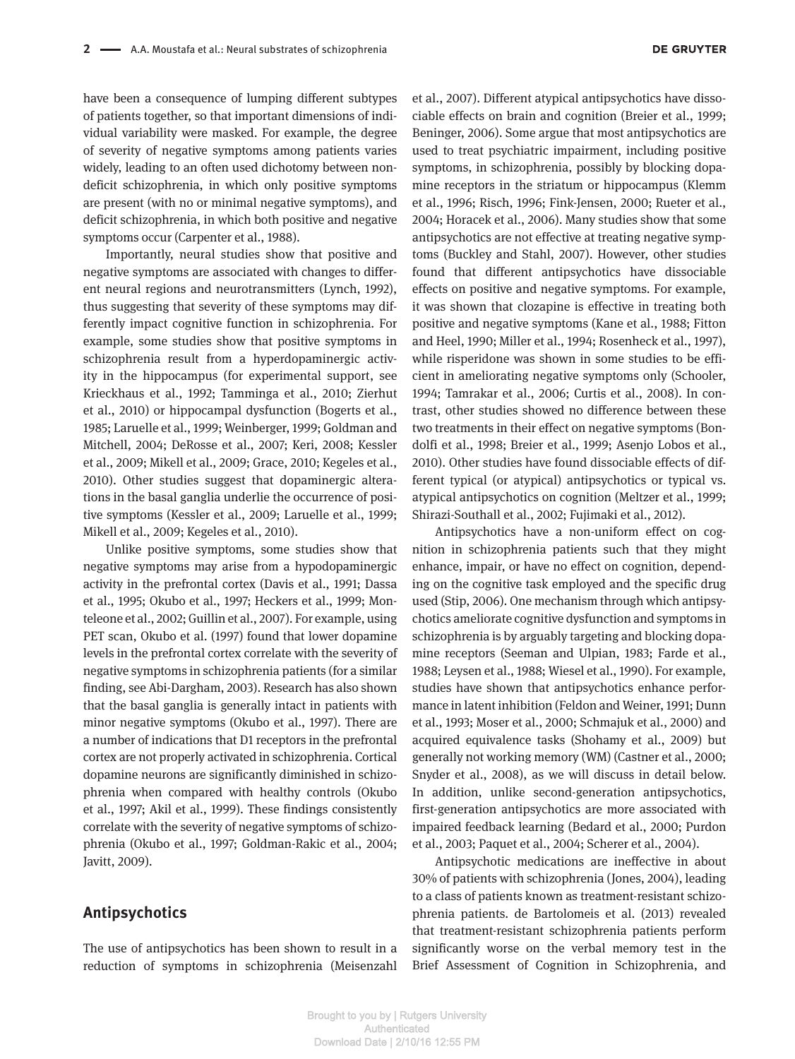have been a consequence of lumping different subtypes of patients together, so that important dimensions of individual variability were masked. For example, the degree of severity of negative symptoms among patients varies widely, leading to an often used dichotomy between nondeficit schizophrenia, in which only positive symptoms are present (with no or minimal negative symptoms), and deficit schizophrenia, in which both positive and negative symptoms occur (Carpenter et al., 1988).

Importantly, neural studies show that positive and negative symptoms are associated with changes to different neural regions and neurotransmitters (Lynch, 1992), thus suggesting that severity of these symptoms may differently impact cognitive function in schizophrenia. For example, some studies show that positive symptoms in schizophrenia result from a hyperdopaminergic activity in the hippocampus (for experimental support, see Krieckhaus et al., 1992; Tamminga et al., 2010; Zierhut et al., 2010) or hippocampal dysfunction (Bogerts et al., 1985; Laruelle et al., 1999; Weinberger, 1999; Goldman and Mitchell, 2004; DeRosse et al., 2007; Keri, 2008; Kessler et al., 2009; Mikell et al., 2009; Grace, 2010; Kegeles et al., 2010). Other studies suggest that dopaminergic alterations in the basal ganglia underlie the occurrence of positive symptoms (Kessler et al., 2009; Laruelle et al., 1999; Mikell et al., 2009; Kegeles et al., 2010).

Unlike positive symptoms, some studies show that negative symptoms may arise from a hypodopaminergic activity in the prefrontal cortex (Davis et al., 1991; Dassa et al., 1995; Okubo et al., 1997; Heckers et al., 1999; Monteleone et al., 2002; Guillin et al., 2007). For example, using PET scan, Okubo et al. (1997) found that lower dopamine levels in the prefrontal cortex correlate with the severity of negative symptoms in schizophrenia patients (for a similar finding, see Abi-Dargham, 2003). Research has also shown that the basal ganglia is generally intact in patients with minor negative symptoms (Okubo et al., 1997). There are a number of indications that D1 receptors in the prefrontal cortex are not properly activated in schizophrenia. Cortical dopamine neurons are significantly diminished in schizophrenia when compared with healthy controls (Okubo et al., 1997; Akil et al., 1999). These findings consistently correlate with the severity of negative symptoms of schizophrenia (Okubo et al., 1997; Goldman-Rakic et al., 2004; Javitt, 2009).

## Antipsychotics

The use of antipsychotics has been shown to result in a reduction of symptoms in schizophrenia (Meisenzahl et al., 2007). Different atypical antipsychotics have dissociable effects on brain and cognition (Breier et al., 1999; Beninger, 2006). Some argue that most antipsychotics are used to treat psychiatric impairment, including positive symptoms, in schizophrenia, possibly by blocking dopamine receptors in the striatum or hippocampus (Klemm et al., 1996; Risch, 1996; Fink-Jensen, 2000; Rueter et al., 2004; Horacek et al., 2006). Many studies show that some antipsychotics are not effective at treating negative symptoms (Buckley and Stahl, 2007). However, other studies found that different antipsychotics have dissociable effects on positive and negative symptoms. For example, it was shown that clozapine is effective in treating both positive and negative symptoms (Kane et al., 1988; Fitton and Heel, 1990; Miller et al., 1994; Rosenheck et al., 1997), while risperidone was shown in some studies to be efficient in ameliorating negative symptoms only (Schooler, 1994; Tamrakar et al., 2006; Curtis et al., 2008). In contrast, other studies showed no difference between these two treatments in their effect on negative symptoms (Bondolfi et al., 1998; Breier et al., 1999; Asenjo Lobos et al., 2010). Other studies have found dissociable effects of different typical (or atypical) antipsychotics or typical vs. atypical antipsychotics on cognition (Meltzer et al., 1999; Shirazi-Southall et al., 2002; Fujimaki et al., 2012).

Antipsychotics have a non-uniform effect on cognition in schizophrenia patients such that they might enhance, impair, or have no effect on cognition, depending on the cognitive task employed and the specific drug used (Stip, 2006). One mechanism through which antipsychotics ameliorate cognitive dysfunction and symptoms in schizophrenia is by arguably targeting and blocking dopamine receptors (Seeman and Ulpian, 1983; Farde et al., 1988; Leysen et al., 1988; Wiesel et al., 1990). For example, studies have shown that antipsychotics enhance performance in latent inhibition (Feldon and Weiner, 1991; Dunn et al., 1993; Moser et al., 2000; Schmajuk et al., 2000) and acquired equivalence tasks (Shohamy et al., 2009) but generally not working memory (WM) (Castner et al., 2000; Snyder et al., 2008), as we will discuss in detail below. In addition, unlike second-generation antipsychotics, first-generation antipsychotics are more associated with impaired feedback learning (Bedard et al., 2000; Purdon et al., 2003; Paquet et al., 2004; Scherer et al., 2004).

Antipsychotic medications are ineffective in about 30% of patients with schizophrenia (Jones, 2004), leading to a class of patients known as treatment-resistant schizophrenia patients. de Bartolomeis et al. (2013) revealed that treatment-resistant schizophrenia patients perform significantly worse on the verbal memory test in the Brief Assessment of Cognition in Schizophrenia, and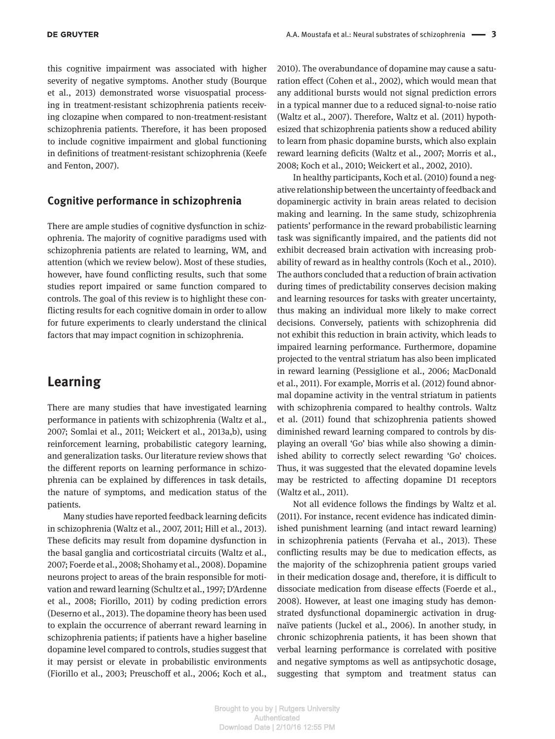this cognitive impairment was associated with higher severity of negative symptoms. Another study (Bourque et al., 2013) demonstrated worse visuospatial processing in treatment-resistant schizophrenia patients receiving clozapine when compared to non-treatment-resistant schizophrenia patients. Therefore, it has been proposed to include cognitive impairment and global functioning in definitions of treatment-resistant schizophrenia (Keefe and Fenton, 2007).

### Cognitive performance in schizophrenia

There are ample studies of cognitive dysfunction in schizophrenia. The majority of cognitive paradigms used with schizophrenia patients are related to learning, WM, and attention (which we review below). Most of these studies, however, have found conflicting results, such that some studies report impaired or same function compared to controls. The goal of this review is to highlight these conflicting results for each cognitive domain in order to allow for future experiments to clearly understand the clinical factors that may impact cognition in schizophrenia.

## Learning

There are many studies that have investigated learning performance in patients with schizophrenia (Waltz et al., 2007; Somlai et al., 2011; Weickert et al., 2013a,b), using reinforcement learning, probabilistic category learning, and generalization tasks. Our literature review shows that the different reports on learning performance in schizophrenia can be explained by differences in task details, the nature of symptoms, and medication status of the patients.

Many studies have reported feedback learning deficits in schizophrenia (Waltz et al., 2007, 2011; Hill et al., 2013). These deficits may result from dopamine dysfunction in the basal ganglia and corticostriatal circuits (Waltz et al., 2007; Foerde et al., 2008; Shohamy et al., 2008). Dopamine neurons project to areas of the brain responsible for motivation and reward learning (Schultz et al., 1997; D'Ardenne et al., 2008; Fiorillo, 2011) by coding prediction errors (Deserno et al., 2013). The dopamine theory has been used to explain the occurrence of aberrant reward learning in schizophrenia patients; if patients have a higher baseline dopamine level compared to controls, studies suggest that it may persist or elevate in probabilistic environments (Fiorillo et al., 2003; Preuschoff et al., 2006; Koch et al., 2010). The overabundance of dopamine may cause a saturation effect (Cohen et al., 2002), which would mean that any additional bursts would not signal prediction errors in a typical manner due to a reduced signal-to-noise ratio (Waltz et al., 2007). Therefore, Waltz et al. (2011) hypothesized that schizophrenia patients show a reduced ability to learn from phasic dopamine bursts, which also explain reward learning deficits (Waltz et al., 2007; Morris et al., 2008; Koch et al., 2010; Weickert et al., 2002, 2010).

In healthy participants, Koch et al. (2010) found a negative relationship between the uncertainty of feedback and dopaminergic activity in brain areas related to decision making and learning. In the same study, schizophrenia patients' performance in the reward probabilistic learning task was significantly impaired, and the patients did not exhibit decreased brain activation with increasing probability of reward as in healthy controls (Koch et al., 2010). The authors concluded that a reduction of brain activation during times of predictability conserves decision making and learning resources for tasks with greater uncertainty, thus making an individual more likely to make correct decisions. Conversely, patients with schizophrenia did not exhibit this reduction in brain activity, which leads to impaired learning performance. Furthermore, dopamine projected to the ventral striatum has also been implicated in reward learning (Pessiglione et al., 2006; MacDonald et al., 2011). For example, Morris et al. (2012) found abnormal dopamine activity in the ventral striatum in patients with schizophrenia compared to healthy controls. Waltz et al. (2011) found that schizophrenia patients showed diminished reward learning compared to controls by displaying an overall 'Go' bias while also showing a diminished ability to correctly select rewarding 'Go' choices. Thus, it was suggested that the elevated dopamine levels may be restricted to affecting dopamine D1 receptors (Waltz et al., 2011).

Not all evidence follows the findings by Waltz et al. (2011). For instance, recent evidence has indicated diminished punishment learning (and intact reward learning) in schizophrenia patients (Fervaha et al., 2013). These conflicting results may be due to medication effects, as the majority of the schizophrenia patient groups varied in their medication dosage and, therefore, it is difficult to dissociate medication from disease effects (Foerde et al., 2008). However, at least one imaging study has demonstrated dysfunctional dopaminergic activation in drug-naïve patients (Juckel et al., 2006). In another study, in chronic schizophrenia patients, it has been shown that verbal learning performance is correlated with positive and negative symptoms as well as antipsychotic dosage, suggesting that symptom and treatment status can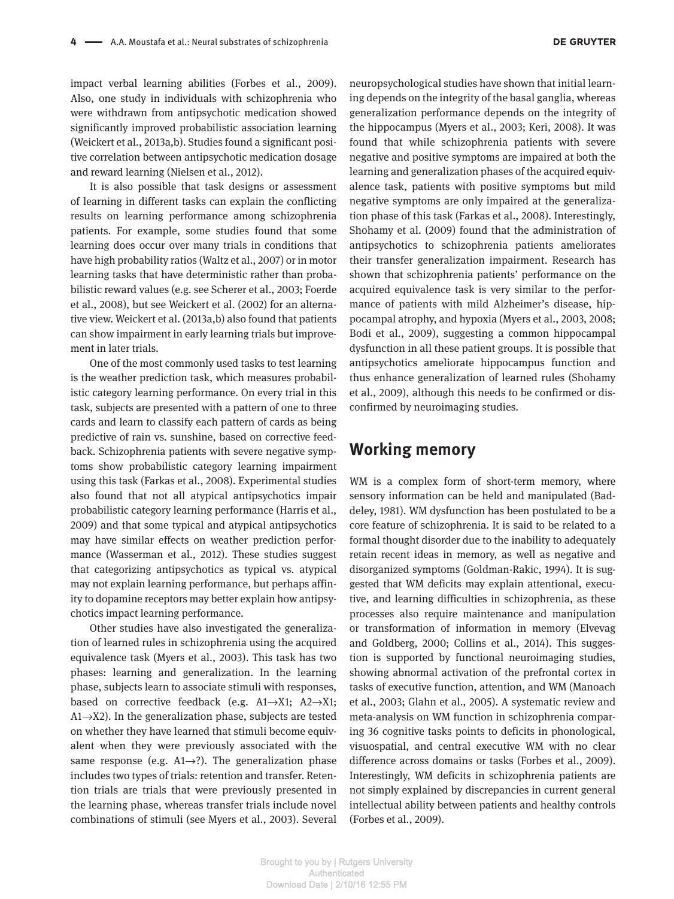impact verbal learning abilities (Forbes et al., 2009). Also, one study in individuals with schizophrenia who were withdrawn from antipsychotic medication showed significantly improved probabilistic association learning (Weickert et al., 2013a,b). Studies found a significant positive correlation between antipsychotic medication dosage and reward learning (Nielsen et al., 2012).

It is also possible that task designs or assessment of learning in different tasks can explain the conflicting results on learning performance among schizophrenia patients. For example, some studies found that some learning does occur over many trials in conditions that have high probability ratios (Waltz et al., 2007) or in motor learning tasks that have deterministic rather than probabilistic reward values (e.g. see Scherer et al., 2003; Foerde et al., 2008), but see Weickert et al. (2002) for an alternative view. Weickert et al. (2013a,b) also found that patients can show impairment in early learning trials but improvement in later trials.

One of the most commonly used tasks to test learning is the weather prediction task, which measures probabilistic category learning performance. On every trial in this task, subjects are presented with a pattern of one to three cards and learn to classify each pattern of cards as being predictive of rain vs. sunshine, based on corrective feedback. Schizophrenia patients with severe negative symptoms show probabilistic category learning impairment using this task (Farkas et al., 2008). Experimental studies also found that not all atypical antipsychotics impair probabilistic category learning performance (Harris et al., 2009) and that some typical and atypical antipsychotics may have similar effects on weather prediction performance (Wasserman et al., 2012). These studies suggest that categorizing antipsychotics as typical vs. atypical may not explain learning performance, but perhaps affinity to dopamine receptors may better explain how antipsychotics impact learning performance.

Other studies have also investigated the generalization of learned rules in schizophrenia using the acquired equivalence task (Myers et al., 2003). This task has two phases: learning and generalization. In the learning phase, subjects learn to associate stimuli with responses, based on corrective feedback (e.g. A1→X1; A2→X1; A1→X2). In the generalization phase, subjects are tested on whether they have learned that stimuli become equivalent when they were previously associated with the same response (e.g. A1→?). The generalization phase includes two types of trials: retention and transfer. Retention trials are trials that were previously presented in the learning phase, whereas transfer trials include novel combinations of stimuli (see Myers et al., 2003). Several neuropsychological studies have shown that initial learning depends on the integrity of the basal ganglia, whereas generalization performance depends on the integrity of the hippocampus (Myers et al., 2003; Keri, 2008). It was found that while schizophrenia patients with severe negative and positive symptoms are impaired at both the learning and generalization phases of the acquired equivalence task, patients with positive symptoms but mild negative symptoms are only impaired at the generalization phase of this task (Farkas et al., 2008). Interestingly, Shohamy et al. (2009) found that the administration of antipsychotics to schizophrenia patients ameliorates their transfer generalization impairment. Research has shown that schizophrenia patients' performance on the acquired equivalence task is very similar to the performance of patients with mild Alzheimer's disease, hippocampal atrophy, and hypoxia (Myers et al., 2003, 2008; Bodi et al., 2009), suggesting a common hippocampal dysfunction in all these patient groups. It is possible that antipsychotics ameliorate hippocampus function and thus enhance generalization of learned rules (Shohamy et al., 2009), although this needs to be confirmed or disconfirmed by neuroimaging studies.

## Working memory

WM is a complex form of short-term memory, where sensory information can be held and manipulated (Baddeley, 1981). WM dysfunction has been postulated to be a core feature of schizophrenia. It is said to be related to a formal thought disorder due to the inability to adequately retain recent ideas in memory, as well as negative and disorganized symptoms (Goldman-Rakic, 1994). It is suggested that WM deficits may explain attentional, executive, and learning difficulties in schizophrenia, as these processes also require maintenance and manipulation or transformation of information in memory (Elvevag and Goldberg, 2000; Collins et al., 2014). This suggestion is supported by functional neuroimaging studies, showing abnormal activation of the prefrontal cortex in tasks of executive function, attention, and WM (Manoach et al., 2003; Glahn et al., 2005). A systematic review and meta-analysis on WM function in schizophrenia comparing 36 cognitive tasks points to deficits in phonological, visuospatial, and central executive WM with no clear difference across domains or tasks (Forbes et al., 2009). Interestingly, WM deficits in schizophrenia patients are not simply explained by discrepancies in current general intellectual ability between patients and healthy controls (Forbes et al., 2009).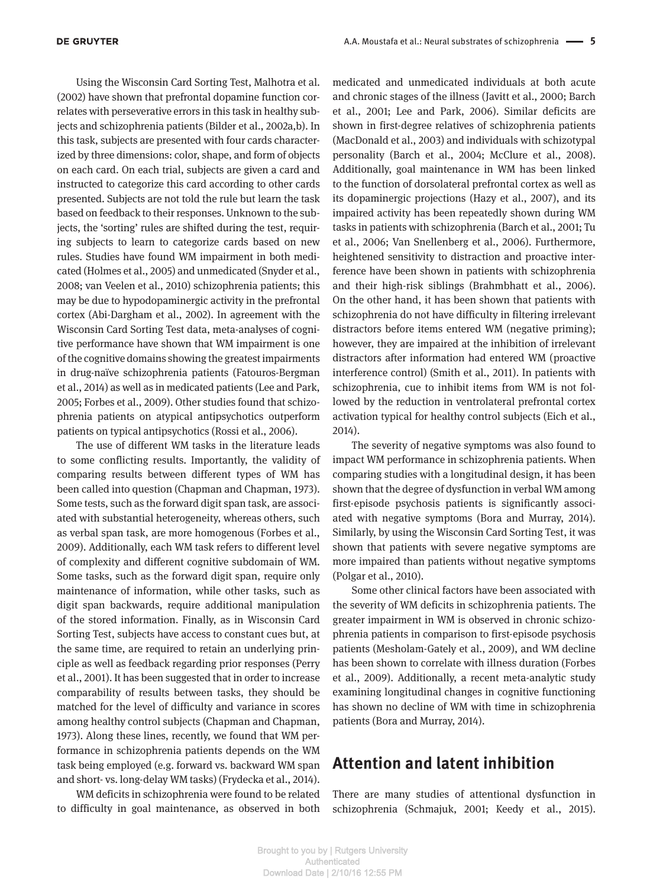Using the Wisconsin Card Sorting Test, Malhotra et al. (2002) have shown that prefrontal dopamine function correlates with perseverative errors in this task in healthy subjects and schizophrenia patients (Bilder et al., 2002a,b). In this task, subjects are presented with four cards characterized by three dimensions: color, shape, and form of objects on each card. On each trial, subjects are given a card and instructed to categorize this card according to other cards presented. Subjects are not told the rule but learn the task based on feedback to their responses. Unknown to the subjects, the 'sorting' rules are shifted during the test, requiring subjects to learn to categorize cards based on new rules. Studies have found WM impairment in both medicated (Holmes et al., 2005) and unmedicated (Snyder et al., 2008; van Veelen et al., 2010) schizophrenia patients; this may be due to hypodopaminergic activity in the prefrontal cortex (Abi-Dargham et al., 2002). In agreement with the Wisconsin Card Sorting Test data, meta-analyses of cognitive performance have shown that WM impairment is one of the cognitive domains showing the greatest impairments in drug-naïve schizophrenia patients (Fatouros-Bergman et al., 2014) as well as in medicated patients (Lee and Park, 2005; Forbes et al., 2009). Other studies found that schizophrenia patients on atypical antipsychotics outperform patients on typical antipsychotics (Rossi et al., 2006).

The use of different WM tasks in the literature leads to some conflicting results. Importantly, the validity of comparing results between different types of WM has been called into question (Chapman and Chapman, 1973). Some tests, such as the forward digit span task, are associated with substantial heterogeneity, whereas others, such as verbal span task, are more homogenous (Forbes et al., 2009). Additionally, each WM task refers to different level of complexity and different cognitive subdomain of WM. Some tasks, such as the forward digit span, require only maintenance of information, while other tasks, such as digit span backwards, require additional manipulation of the stored information. Finally, as in Wisconsin Card Sorting Test, subjects have access to constant cues but, at the same time, are required to retain an underlying principle as well as feedback regarding prior responses (Perry et al., 2001). It has been suggested that in order to increase comparability of results between tasks, they should be matched for the level of difficulty and variance in scores among healthy control subjects (Chapman and Chapman, 1973). Along these lines, recently, we found that WM performance in schizophrenia patients depends on the WM task being employed (e.g. forward vs. backward WM span and short- vs. long-delay WM tasks) (Frydecka et al., 2014).

WM deficits in schizophrenia were found to be related to difficulty in goal maintenance, as observed in both medicated and unmedicated individuals at both acute and chronic stages of the illness (Javitt et al., 2000; Barch et al., 2001; Lee and Park, 2006). Similar deficits are shown in first-degree relatives of schizophrenia patients (MacDonald et al., 2003) and individuals with schizotypal personality (Barch et al., 2004; McClure et al., 2008). Additionally, goal maintenance in WM has been linked to the function of dorsolateral prefrontal cortex as well as its dopaminergic projections (Hazy et al., 2007), and its impaired activity has been repeatedly shown during WM tasks in patients with schizophrenia (Barch et al., 2001; Tu et al., 2006; Van Snellenberg et al., 2006). Furthermore, heightened sensitivity to distraction and proactive interference have been shown in patients with schizophrenia and their high-risk siblings (Brahmbhatt et al., 2006). On the other hand, it has been shown that patients with schizophrenia do not have difficulty in filtering irrelevant distractors before items entered WM (negative priming); however, they are impaired at the inhibition of irrelevant distractors after information had entered WM (proactive interference control) (Smith et al., 2011). In patients with schizophrenia, cue to inhibit items from WM is not followed by the reduction in ventrolateral prefrontal cortex activation typical for healthy control subjects (Eich et al., 2014).

The severity of negative symptoms was also found to impact WM performance in schizophrenia patients. When comparing studies with a longitudinal design, it has been shown that the degree of dysfunction in verbal WM among first-episode psychosis patients is significantly associated with negative symptoms (Bora and Murray, 2014). Similarly, by using the Wisconsin Card Sorting Test, it was shown that patients with severe negative symptoms are more impaired than patients without negative symptoms (Polgar et al., 2010).

Some other clinical factors have been associated with the severity of WM deficits in schizophrenia patients. The greater impairment in WM is observed in chronic schizophrenia patients in comparison to first-episode psychosis patients (Mesholam-Gately et al., 2009), and WM decline has been shown to correlate with illness duration (Forbes et al., 2009). Additionally, a recent meta-analytic study examining longitudinal changes in cognitive functioning has shown no decline of WM with time in schizophrenia patients (Bora and Murray, 2014).

## Attention and latent inhibition

There are many studies of attentional dysfunction in schizophrenia (Schmajuk, 2001; Keedy et al., 2015).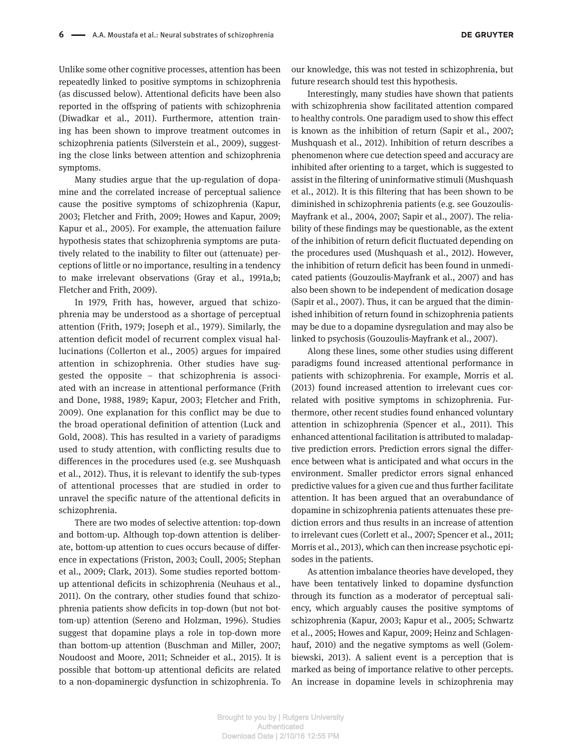Unlike some other cognitive processes, attention has been repeatedly linked to positive symptoms in schizophrenia (as discussed below). Attentional deficits have been also reported in the offspring of patients with schizophrenia (Diwadkar et al., 2011). Furthermore, attention training has been shown to improve treatment outcomes in schizophrenia patients (Silverstein et al., 2009), suggesting the close links between attention and schizophrenia symptoms.

Many studies argue that the up-regulation of dopamine and the correlated increase of perceptual salience cause the positive symptoms of schizophrenia (Kapur, 2003; Fletcher and Frith, 2009; Howes and Kapur, 2009; Kapur et al., 2005). For example, the attenuation failure hypothesis states that schizophrenia symptoms are putatively related to the inability to filter out (attenuate) perceptions of little or no importance, resulting in a tendency to make irrelevant observations (Gray et al., 1991a,b; Fletcher and Frith, 2009).

In 1979, Frith has, however, argued that schizophrenia may be understood as a shortage of perceptual attention (Frith, 1979; Joseph et al., 1979). Similarly, the attention deficit model of recurrent complex visual hallucinations (Collerton et al., 2005) argues for impaired attention in schizophrenia. Other studies have suggested the opposite – that schizophrenia is associated with an increase in attentional performance (Frith and Done, 1988, 1989; Kapur, 2003; Fletcher and Frith, 2009). One explanation for this conflict may be due to the broad operational definition of attention (Luck and Gold, 2008). This has resulted in a variety of paradigms used to study attention, with conflicting results due to differences in the procedures used (e.g. see Mushquash et al., 2012). Thus, it is relevant to identify the sub-types of attentional processes that are studied in order to unravel the specific nature of the attentional deficits in schizophrenia.

There are two modes of selective attention: top-down and bottom-up. Although top-down attention is deliberate, bottom-up attention to cues occurs because of difference in expectations (Friston, 2003; Coull, 2005; Stephan et al., 2009; Clark, 2013). Some studies reported bottom-up attentional deficits in schizophrenia (Neuhaus et al., 2011). On the contrary, other studies found that schizophrenia patients show deficits in top-down (but not bottom-up) attention (Sereno and Holzman, 1996). Studies suggest that dopamine plays a role in top-down more than bottom-up attention (Buschman and Miller, 2007; Noudoost and Moore, 2011; Schneider et al., 2015). It is possible that bottom-up attentional deficits are related to a non-dopaminergic dysfunction in schizophrenia. To our knowledge, this was not tested in schizophrenia, but future research should test this hypothesis.

Interestingly, many studies have shown that patients with schizophrenia show facilitated attention compared to healthy controls. One paradigm used to show this effect is known as the inhibition of return (Sapir et al., 2007; Mushquash et al., 2012). Inhibition of return describes a phenomenon where cue detection speed and accuracy are inhibited after orienting to a target, which is suggested to assist in the filtering of uninformative stimuli (Mushquash et al., 2012). It is this filtering that has been shown to be diminished in schizophrenia patients (e.g. see Gouzoulis-Mayfrank et al., 2004, 2007; Sapir et al., 2007). The reliability of these findings may be questionable, as the extent of the inhibition of return deficit fluctuated depending on the procedures used (Mushquash et al., 2012). However, the inhibition of return deficit has been found in unmedicated patients (Gouzoulis-Mayfrank et al., 2007) and has also been shown to be independent of medication dosage (Sapir et al., 2007). Thus, it can be argued that the diminished inhibition of return found in schizophrenia patients may be due to a dopamine dysregulation and may also be linked to psychosis (Gouzoulis-Mayfrank et al., 2007).

Along these lines, some other studies using different paradigms found increased attentional performance in patients with schizophrenia. For example, Morris et al. (2013) found increased attention to irrelevant cues correlated with positive symptoms in schizophrenia. Furthermore, other recent studies found enhanced voluntary attention in schizophrenia (Spencer et al., 2011). This enhanced attentional facilitation is attributed to maladaptive prediction errors. Prediction errors signal the difference between what is anticipated and what occurs in the environment. Smaller predictor errors signal enhanced predictive values for a given cue and thus further facilitate attention. It has been argued that an overabundance of dopamine in schizophrenia patients attenuates these prediction errors and thus results in an increase of attention to irrelevant cues (Corlett et al., 2007; Spencer et al., 2011; Morris et al., 2013), which can then increase psychotic episodes in the patients.

As attention imbalance theories have developed, they have been tentatively linked to dopamine dysfunction through its function as a moderator of perceptual saliency, which arguably causes the positive symptoms of schizophrenia (Kapur, 2003; Kapur et al., 2005; Schwartz et al., 2005; Howes and Kapur, 2009; Heinz and Schlagenhauf, 2010) and the negative symptoms as well (Golembiewski, 2013). A salient event is a perception that is marked as being of importance relative to other percepts. An increase in dopamine levels in schizophrenia may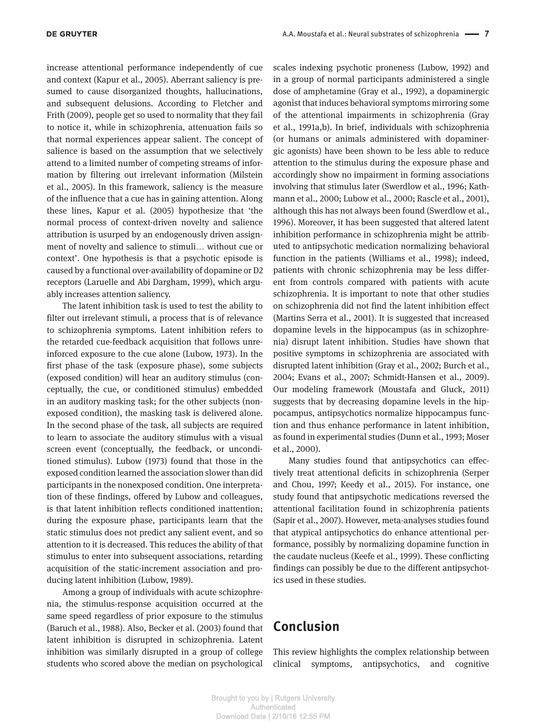increase attentional performance independently of cue and context (Kapur et al., 2005). Aberrant saliency is presumed to cause disorganized thoughts, hallucinations, and subsequent delusions. According to Fletcher and Frith (2009), people get so used to normality that they fail to notice it, while in schizophrenia, attenuation fails so that normal experiences appear salient. The concept of salience is based on the assumption that we selectively attend to a limited number of competing streams of information by filtering out irrelevant information (Milstein et al., 2005). In this framework, saliency is the measure of the influence that a cue has in gaining attention. Along these lines, Kapur et al. (2005) hypothesize that 'the normal process of context-driven novelty and salience attribution is usurped by an endogenously driven assignment of novelty and salience to stimuli… without cue or context'. One hypothesis is that a psychotic episode is caused by a functional over-availability of dopamine or D2 receptors (Laruelle and Abi Dargham, 1999), which arguably increases attention saliency.

The latent inhibition task is used to test the ability to filter out irrelevant stimuli, a process that is of relevance to schizophrenia symptoms. Latent inhibition refers to the retarded cue-feedback acquisition that follows unreinforced exposure to the cue alone (Lubow, 1973). In the first phase of the task (exposure phase), some subjects (exposed condition) will hear an auditory stimulus (conceptually, the cue, or conditioned stimulus) embedded in an auditory masking task; for the other subjects (nonexposed condition), the masking task is delivered alone. In the second phase of the task, all subjects are required to learn to associate the auditory stimulus with a visual screen event (conceptually, the feedback, or unconditioned stimulus). Lubow (1973) found that those in the exposed condition learned the association slower than did participants in the nonexposed condition. One interpretation of these findings, offered by Lubow and colleagues, is that latent inhibition reflects conditioned inattention; during the exposure phase, participants learn that the static stimulus does not predict any salient event, and so attention to it is decreased. This reduces the ability of that stimulus to enter into subsequent associations, retarding acquisition of the static-increment association and producing latent inhibition (Lubow, 1989).

Among a group of individuals with acute schizophrenia, the stimulus-response acquisition occurred at the same speed regardless of prior exposure to the stimulus (Baruch et al., 1988). Also, Becker et al. (2003) found that latent inhibition is disrupted in schizophrenia. Latent inhibition was similarly disrupted in a group of college students who scored above the median on psychological scales indexing psychotic proneness (Lubow, 1992) and in a group of normal participants administered a single dose of amphetamine (Gray et al., 1992), a dopaminergic agonist that induces behavioral symptoms mirroring some of the attentional impairments in schizophrenia (Gray et al., 1991a,b). In brief, individuals with schizophrenia (or humans or animals administered with dopaminergic agonists) have been shown to be less able to reduce attention to the stimulus during the exposure phase and accordingly show no impairment in forming associations involving that stimulus later (Swerdlow et al., 1996; Kathmann et al., 2000; Lubow et al., 2000; Rascle et al., 2001), although this has not always been found (Swerdlow et al., 1996). Moreover, it has been suggested that altered latent inhibition performance in schizophrenia might be attributed to antipsychotic medication normalizing behavioral function in the patients (Williams et al., 1998); indeed, patients with chronic schizophrenia may be less different from controls compared with patients with acute schizophrenia. It is important to note that other studies on schizophrenia did not find the latent inhibition effect (Martins Serra et al., 2001). It is suggested that increased dopamine levels in the hippocampus (as in schizophrenia) disrupt latent inhibition. Studies have shown that positive symptoms in schizophrenia are associated with disrupted latent inhibition (Gray et al., 2002; Burch et al., 2004; Evans et al., 2007; Schmidt-Hansen et al., 2009). Our modeling framework (Moustafa and Gluck, 2011) suggests that by decreasing dopamine levels in the hippocampus, antipsychotics normalize hippocampus function and thus enhance performance in latent inhibition, as found in experimental studies (Dunn et al., 1993; Moser et al., 2000).

Many studies found that antipsychotics can effectively treat attentional deficits in schizophrenia (Serper and Chou, 1997; Keedy et al., 2015). For instance, one study found that antipsychotic medications reversed the attentional facilitation found in schizophrenia patients (Sapir et al., 2007). However, meta-analyses studies found that atypical antipsychotics do enhance attentional performance, possibly by normalizing dopamine function in the caudate nucleus (Keefe et al., 1999). These conflicting findings can possibly be due to the different antipsychotics used in these studies.

## Conclusion

This review highlights the complex relationship between clinical symptoms, antipsychotics, and cognitive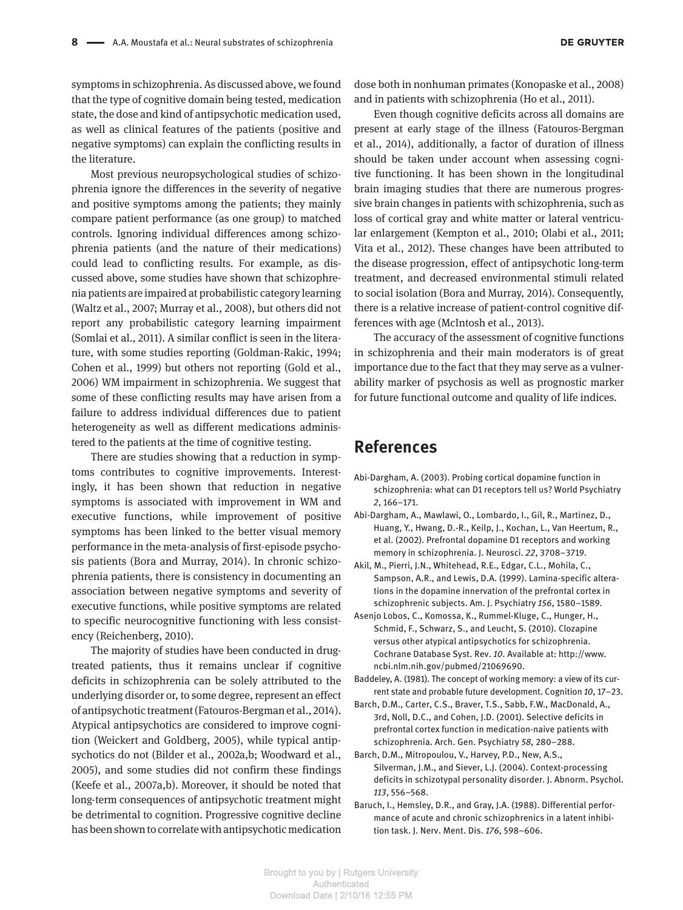symptoms in schizophrenia. As discussed above, we found that the type of cognitive domain being tested, medication state, the dose and kind of antipsychotic medication used, as well as clinical features of the patients (positive and negative symptoms) can explain the conflicting results in the literature.

Most previous neuropsychological studies of schizophrenia ignore the differences in the severity of negative and positive symptoms among the patients; they mainly compare patient performance (as one group) to matched controls. Ignoring individual differences among schizophrenia patients (and the nature of their medications) could lead to conflicting results. For example, as discussed above, some studies have shown that schizophrenia patients are impaired at probabilistic category learning (Waltz et al., 2007; Murray et al., 2008), but others did not report any probabilistic category learning impairment (Somlai et al., 2011). A similar conflict is seen in the literature, with some studies reporting (Goldman-Rakic, 1994; Cohen et al., 1999) but others not reporting (Gold et al., 2006) WM impairment in schizophrenia. We suggest that some of these conflicting results may have arisen from a failure to address individual differences due to patient heterogeneity as well as different medications administered to the patients at the time of cognitive testing.

There are studies showing that a reduction in symptoms contributes to cognitive improvements. Interestingly, it has been shown that reduction in negative symptoms is associated with improvement in WM and executive functions, while improvement of positive symptoms has been linked to the better visual memory performance in the meta-analysis of first-episode psychosis patients (Bora and Murray, 2014). In chronic schizophrenia patients, there is consistency in documenting an association between negative symptoms and severity of executive functions, while positive symptoms are related to specific neurocognitive functioning with less consistency (Reichenberg, 2010).

The majority of studies have been conducted in drug-treated patients, thus it remains unclear if cognitive deficits in schizophrenia can be solely attributed to the underlying disorder or, to some degree, represent an effect of antipsychotic treatment (Fatouros-Bergman et al., 2014). Atypical antipsychotics are considered to improve cognition (Weickert and Goldberg, 2005), while typical antipsychotics do not (Bilder et al., 2002a,b; Woodward et al., 2005), and some studies did not confirm these findings (Keefe et al., 2007a,b). Moreover, it should be noted that long-term consequences of antipsychotic treatment might be detrimental to cognition. Progressive cognitive decline has been shown to correlate with antipsychotic medication dose both in nonhuman primates (Konopaske et al., 2008) and in patients with schizophrenia (Ho et al., 2011).

Even though cognitive deficits across all domains are present at early stage of the illness (Fatouros-Bergman et al., 2014), additionally, a factor of duration of illness should be taken under account when assessing cognitive functioning. It has been shown in the longitudinal brain imaging studies that there are numerous progressive brain changes in patients with schizophrenia, such as loss of cortical gray and white matter or lateral ventricular enlargement (Kempton et al., 2010; Olabi et al., 2011; Vita et al., 2012). These changes have been attributed to the disease progression, effect of antipsychotic long-term treatment, and decreased environmental stimuli related to social isolation (Bora and Murray, 2014). Consequently, there is a relative increase of patient-control cognitive differences with age (McIntosh et al., 2013).

The accuracy of the assessment of cognitive functions in schizophrenia and their main moderators is of great importance due to the fact that they may serve as a vulnerability marker of psychosis as well as prognostic marker for future functional outcome and quality of life indices.

## References

Abi-Dargham, A. (2003). Probing cortical dopamine function in schizophrenia: what can D1 receptors tell us? World Psychiatry *2*, 166–171.

Abi-Dargham, A., Mawlawi, O., Lombardo, I., Gil, R., Martinez, D., Huang, Y., Hwang, D.-R., Keilp, J., Kochan, L., Van Heertum, R., et al. (2002). Prefrontal dopamine D1 receptors and working memory in schizophrenia. J. Neurosci. *22*, 3708–3719.

Akil, M., Pierri, J.N., Whitehead, R.E., Edgar, C.L., Mohila, C., Sampson, A.R., and Lewis, D.A. (1999). Lamina-specific alterations in the dopamine innervation of the prefrontal cortex in schizophrenic subjects. Am. J. Psychiatry *156*, 1580–1589.

Asenjo Lobos, C., Komossa, K., Rummel-Kluge, C., Hunger, H., Schmid, F., Schwarz, S., and Leucht, S. (2010). Clozapine versus other atypical antipsychotics for schizophrenia. Cochrane Database Syst. Rev. *10*. Available at: http://www.ncbi.nlm.nih.gov/pubmed/21069690.

Baddeley, A. (1981). The concept of working memory: a view of its current state and probable future development. Cognition *10*, 17–23.

Barch, D.M., Carter, C.S., Braver, T.S., Sabb, F.W., MacDonald, A., 3rd, Noll, D.C., and Cohen, J.D. (2001). Selective deficits in prefrontal cortex function in medication-naive patients with schizophrenia. Arch. Gen. Psychiatry *58*, 280–288.

Barch, D.M., Mitropoulou, V., Harvey, P.D., New, A.S., Silverman, J.M., and Siever, L.J. (2004). Context-processing deficits in schizotypal personality disorder. J. Abnorm. Psychol. *113*, 556–568.

Baruch, I., Hemsley, D.R., and Gray, J.A. (1988). Differential performance of acute and chronic schizophrenics in a latent inhibition task. J. Nerv. Ment. Dis. *176*, 598–606.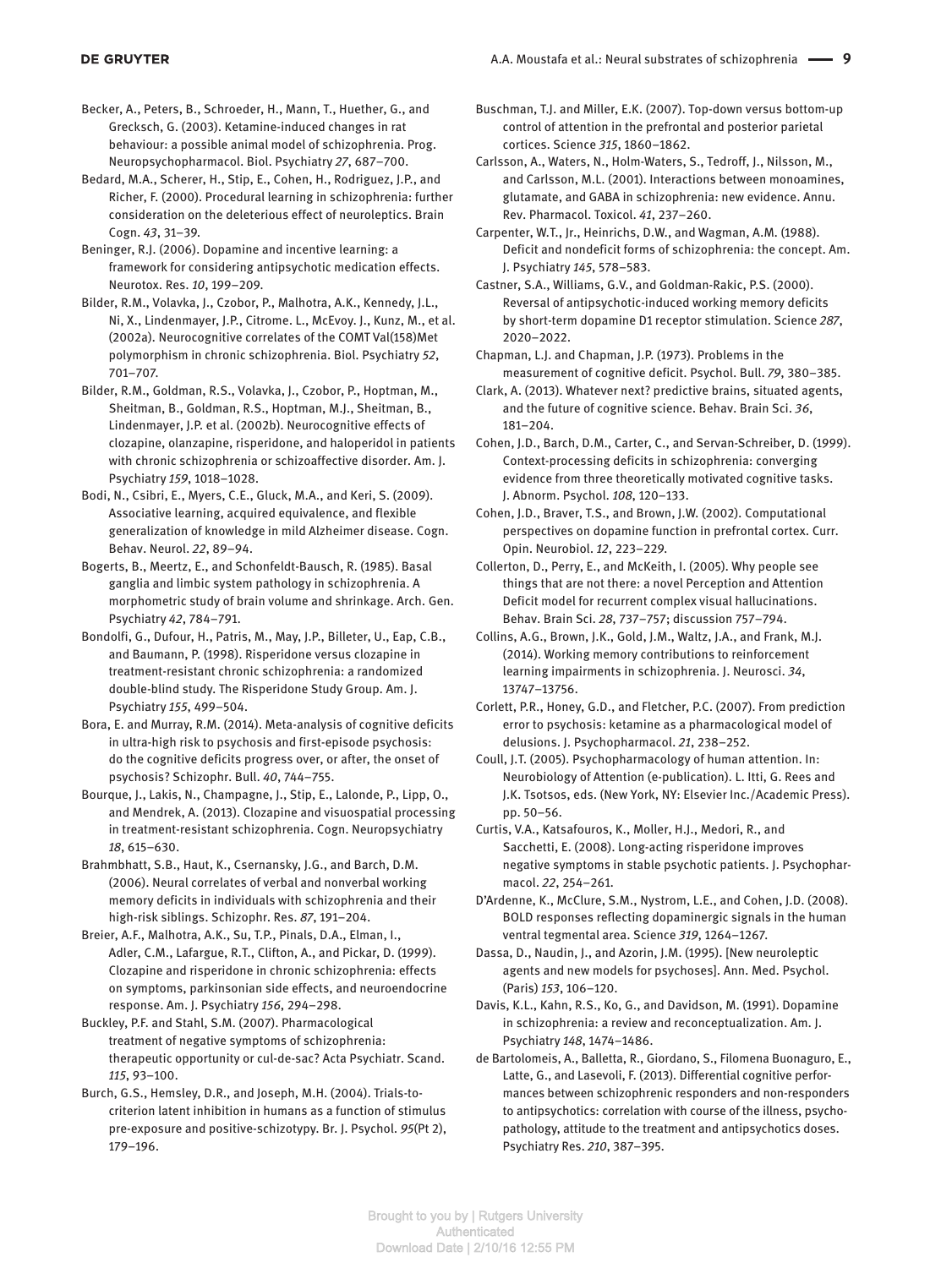Becker, A., Peters, B., Schroeder, H., Mann, T., Huether, G., and Grecksch, G. (2003). Ketamine-induced changes in rat behaviour: a possible animal model of schizophrenia. Prog. Neuropsychopharmacol. Biol. Psychiatry *27*, 687–700.

Bedard, M.A., Scherer, H., Stip, E., Cohen, H., Rodriguez, J.P., and Richer, F. (2000). Procedural learning in schizophrenia: further consideration on the deleterious effect of neuroleptics. Brain Cogn. *43*, 31–39.

Beninger, R.J. (2006). Dopamine and incentive learning: a framework for considering antipsychotic medication effects. Neurotox. Res. *10*, 199–209.

Bilder, R.M., Volavka, J., Czobor, P., Malhotra, A.K., Kennedy, J.L., Ni, X., Lindenmayer, J.P., Citrome. L., McEvoy. J., Kunz, M., et al. (2002a). Neurocognitive correlates of the COMT Val(158)Met polymorphism in chronic schizophrenia. Biol. Psychiatry *52*, 701–707.

Bilder, R.M., Goldman, R.S., Volavka, J., Czobor, P., Hoptman, M., Sheitman, B., Goldman, R.S., Hoptman, M.J., Sheitman, B., Lindenmayer, J.P. et al. (2002b). Neurocognitive effects of clozapine, olanzapine, risperidone, and haloperidol in patients with chronic schizophrenia or schizoaffective disorder. Am. J. Psychiatry *159*, 1018–1028.

Bodi, N., Csibri, E., Myers, C.E., Gluck, M.A., and Keri, S. (2009). Associative learning, acquired equivalence, and flexible generalization of knowledge in mild Alzheimer disease. Cogn. Behav. Neurol. *22*, 89–94.

Bogerts, B., Meertz, E., and Schonfeldt-Bausch, R. (1985). Basal ganglia and limbic system pathology in schizophrenia. A morphometric study of brain volume and shrinkage. Arch. Gen. Psychiatry *42*, 784–791.

Bondolfi, G., Dufour, H., Patris, M., May, J.P., Billeter, U., Eap, C.B., and Baumann, P. (1998). Risperidone versus clozapine in treatment-resistant chronic schizophrenia: a randomized double-blind study. The Risperidone Study Group. Am. J. Psychiatry *155*, 499–504.

Bora, E. and Murray, R.M. (2014). Meta-analysis of cognitive deficits in ultra-high risk to psychosis and first-episode psychosis: do the cognitive deficits progress over, or after, the onset of psychosis? Schizophr. Bull. *40*, 744–755.

Bourque, J., Lakis, N., Champagne, J., Stip, E., Lalonde, P., Lipp, O., and Mendrek, A. (2013). Clozapine and visuospatial processing in treatment-resistant schizophrenia. Cogn. Neuropsychiatry *18*, 615–630.

Brahmbhatt, S.B., Haut, K., Csernansky, J.G., and Barch, D.M. (2006). Neural correlates of verbal and nonverbal working memory deficits in individuals with schizophrenia and their high-risk siblings. Schizophr. Res. *87*, 191–204.

Breier, A.F., Malhotra, A.K., Su, T.P., Pinals, D.A., Elman, I., Adler, C.M., Lafargue, R.T., Clifton, A., and Pickar, D. (1999). Clozapine and risperidone in chronic schizophrenia: effects on symptoms, parkinsonian side effects, and neuroendocrine response. Am. J. Psychiatry *156*, 294–298.

Buckley, P.F. and Stahl, S.M. (2007). Pharmacological treatment of negative symptoms of schizophrenia: therapeutic opportunity or cul-de-sac? Acta Psychiatr. Scand. *115*, 93–100.

Burch, G.S., Hemsley, D.R., and Joseph, M.H. (2004). Trials-to-criterion latent inhibition in humans as a function of stimulus pre-exposure and positive-schizotypy. Br. J. Psychol. *95*(Pt 2), 179–196.

Buschman, T.J. and Miller, E.K. (2007). Top-down versus bottom-up control of attention in the prefrontal and posterior parietal cortices. Science *315*, 1860–1862.

Carlsson, A., Waters, N., Holm-Waters, S., Tedroff, J., Nilsson, M., and Carlsson, M.L. (2001). Interactions between monoamines, glutamate, and GABA in schizophrenia: new evidence. Annu. Rev. Pharmacol. Toxicol. *41*, 237–260.

Carpenter, W.T., Jr., Heinrichs, D.W., and Wagman, A.M. (1988). Deficit and nondeficit forms of schizophrenia: the concept. Am. J. Psychiatry *145*, 578–583.

Castner, S.A., Williams, G.V., and Goldman-Rakic, P.S. (2000). Reversal of antipsychotic-induced working memory deficits by short-term dopamine D1 receptor stimulation. Science *287*, 2020–2022.

Chapman, L.J. and Chapman, J.P. (1973). Problems in the measurement of cognitive deficit. Psychol. Bull. *79*, 380–385.

Clark, A. (2013). Whatever next? predictive brains, situated agents, and the future of cognitive science. Behav. Brain Sci. *36*, 181–204.

Cohen, J.D., Barch, D.M., Carter, C., and Servan-Schreiber, D. (1999). Context-processing deficits in schizophrenia: converging evidence from three theoretically motivated cognitive tasks. J. Abnorm. Psychol. *108*, 120–133.

Cohen, J.D., Braver, T.S., and Brown, J.W. (2002). Computational perspectives on dopamine function in prefrontal cortex. Curr. Opin. Neurobiol. *12*, 223–229.

Collerton, D., Perry, E., and McKeith, I. (2005). Why people see things that are not there: a novel Perception and Attention Deficit model for recurrent complex visual hallucinations. Behav. Brain Sci. *28*, 737–757; discussion 757–794.

Collins, A.G., Brown, J.K., Gold, J.M., Waltz, J.A., and Frank, M.J. (2014). Working memory contributions to reinforcement learning impairments in schizophrenia. J. Neurosci. *34*, 13747–13756.

Corlett, P.R., Honey, G.D., and Fletcher, P.C. (2007). From prediction error to psychosis: ketamine as a pharmacological model of delusions. J. Psychopharmacol. *21*, 238–252.

Coull, J.T. (2005). Psychopharmacology of human attention. In: Neurobiology of Attention (e-publication). L. Itti, G. Rees and J.K. Tsotsos, eds. (New York, NY: Elsevier Inc./Academic Press). pp. 50–56.

Curtis, V.A., Katsafouros, K., Moller, H.J., Medori, R., and Sacchetti, E. (2008). Long-acting risperidone improves negative symptoms in stable psychotic patients. J. Psychopharmacol. *22*, 254–261.

D'Ardenne, K., McClure, S.M., Nystrom, L.E., and Cohen, J.D. (2008). BOLD responses reflecting dopaminergic signals in the human ventral tegmental area. Science *319*, 1264–1267.

Dassa, D., Naudin, J., and Azorin, J.M. (1995). [New neuroleptic agents and new models for psychoses]. Ann. Med. Psychol. (Paris) *153*, 106–120.

Davis, K.L., Kahn, R.S., Ko, G., and Davidson, M. (1991). Dopamine in schizophrenia: a review and reconceptualization. Am. J. Psychiatry *148*, 1474–1486.

de Bartolomeis, A., Balletta, R., Giordano, S., Filomena Buonaguro, E., Latte, G., and Lasevoli, F. (2013). Differential cognitive performances between schizophrenic responders and non-responders to antipsychotics: correlation with course of the illness, psychopathology, attitude to the treatment and antipsychotics doses. Psychiatry Res. *210*, 387–395.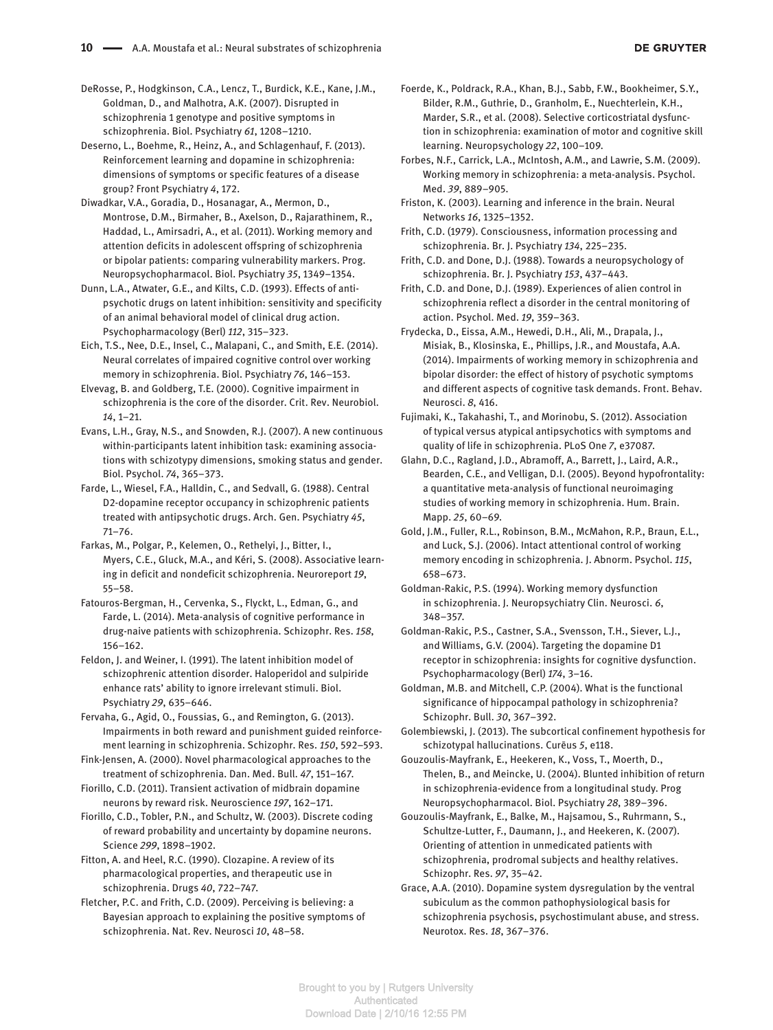DeRosse, P., Hodgkinson, C.A., Lencz, T., Burdick, K.E., Kane, J.M., Goldman, D., and Malhotra, A.K. (2007). Disrupted in schizophrenia 1 genotype and positive symptoms in schizophrenia. Biol. Psychiatry *61*, 1208–1210.

Deserno, L., Boehme, R., Heinz, A., and Schlagenhauf, F. (2013). Reinforcement learning and dopamine in schizophrenia: dimensions of symptoms or specific features of a disease group? Front Psychiatry *4*, 172.

Diwadkar, V.A., Goradia, D., Hosanagar, A., Mermon, D., Montrose, D.M., Birmaher, B., Axelson, D., Rajarathinem, R., Haddad, L., Amirsadri, A., et al. (2011). Working memory and attention deficits in adolescent offspring of schizophrenia or bipolar patients: comparing vulnerability markers. Prog. Neuropsychopharmacol. Biol. Psychiatry *35*, 1349–1354.

Dunn, L.A., Atwater, G.E., and Kilts, C.D. (1993). Effects of antipsychotic drugs on latent inhibition: sensitivity and specificity of an animal behavioral model of clinical drug action. Psychopharmacology (Berl) *112*, 315–323.

Eich, T.S., Nee, D.E., Insel, C., Malapani, C., and Smith, E.E. (2014). Neural correlates of impaired cognitive control over working memory in schizophrenia. Biol. Psychiatry *76*, 146–153.

Elvevag, B. and Goldberg, T.E. (2000). Cognitive impairment in schizophrenia is the core of the disorder. Crit. Rev. Neurobiol. *14*, 1–21.

Evans, L.H., Gray, N.S., and Snowden, R.J. (2007). A new continuous within-participants latent inhibition task: examining associations with schizotypy dimensions, smoking status and gender. Biol. Psychol. *74*, 365–373.

Farde, L., Wiesel, F.A., Halldin, C., and Sedvall, G. (1988). Central D2-dopamine receptor occupancy in schizophrenic patients treated with antipsychotic drugs. Arch. Gen. Psychiatry *45*, 71–76.

Farkas, M., Polgar, P., Kelemen, O., Rethelyi, J., Bitter, I., Myers, C.E., Gluck, M.A., and Kéri, S. (2008). Associative learning in deficit and nondeficit schizophrenia. Neuroreport *19*, 55–58.

Fatouros-Bergman, H., Cervenka, S., Flyckt, L., Edman, G., and Farde, L. (2014). Meta-analysis of cognitive performance in drug-naive patients with schizophrenia. Schizophr. Res. *158*, 156–162.

Feldon, J. and Weiner, I. (1991). The latent inhibition model of schizophrenic attention disorder. Haloperidol and sulpiride enhance rats' ability to ignore irrelevant stimuli. Biol. Psychiatry *29*, 635–646.

Fervaha, G., Agid, O., Foussias, G., and Remington, G. (2013). Impairments in both reward and punishment guided reinforcement learning in schizophrenia. Schizophr. Res. *150*, 592–593.

Fink-Jensen, A. (2000). Novel pharmacological approaches to the treatment of schizophrenia. Dan. Med. Bull. *47*, 151–167.

Fiorillo, C.D. (2011). Transient activation of midbrain dopamine neurons by reward risk. Neuroscience *197*, 162–171.

Fiorillo, C.D., Tobler, P.N., and Schultz, W. (2003). Discrete coding of reward probability and uncertainty by dopamine neurons. Science *299*, 1898–1902.

Fitton, A. and Heel, R.C. (1990). Clozapine. A review of its pharmacological properties, and therapeutic use in schizophrenia. Drugs *40*, 722–747.

Fletcher, P.C. and Frith, C.D. (2009). Perceiving is believing: a Bayesian approach to explaining the positive symptoms of schizophrenia. Nat. Rev. Neurosci *10*, 48–58.

Foerde, K., Poldrack, R.A., Khan, B.J., Sabb, F.W., Bookheimer, S.Y., Bilder, R.M., Guthrie, D., Granholm, E., Nuechterlein, K.H., Marder, S.R., et al. (2008). Selective corticostriatal dysfunction in schizophrenia: examination of motor and cognitive skill learning. Neuropsychology *22*, 100–109.

Forbes, N.F., Carrick, L.A., McIntosh, A.M., and Lawrie, S.M. (2009). Working memory in schizophrenia: a meta-analysis. Psychol. Med. *39*, 889–905.

Friston, K. (2003). Learning and inference in the brain. Neural Networks *16*, 1325–1352.

Frith, C.D. (1979). Consciousness, information processing and schizophrenia. Br. J. Psychiatry *134*, 225–235.

Frith, C.D. and Done, D.J. (1988). Towards a neuropsychology of schizophrenia. Br. J. Psychiatry *153*, 437–443.

Frith, C.D. and Done, D.J. (1989). Experiences of alien control in schizophrenia reflect a disorder in the central monitoring of action. Psychol. Med. *19*, 359–363.

Frydecka, D., Eissa, A.M., Hewedi, D.H., Ali, M., Drapala, J., Misiak, B., Klosinska, E., Phillips, J.R., and Moustafa, A.A. (2014). Impairments of working memory in schizophrenia and bipolar disorder: the effect of history of psychotic symptoms and different aspects of cognitive task demands. Front. Behav. Neurosci. *8*, 416.

Fujimaki, K., Takahashi, T., and Morinobu, S. (2012). Association of typical versus atypical antipsychotics with symptoms and quality of life in schizophrenia. PLoS One *7*, e37087.

Glahn, D.C., Ragland, J.D., Abramoff, A., Barrett, J., Laird, A.R., Bearden, C.E., and Velligan, D.I. (2005). Beyond hypofrontality: a quantitative meta-analysis of functional neuroimaging studies of working memory in schizophrenia. Hum. Brain. Mapp. *25*, 60–69.

Gold, J.M., Fuller, R.L., Robinson, B.M., McMahon, R.P., Braun, E.L., and Luck, S.J. (2006). Intact attentional control of working memory encoding in schizophrenia. J. Abnorm. Psychol. *115*, 658–673.

Goldman-Rakic, P.S. (1994). Working memory dysfunction in schizophrenia. J. Neuropsychiatry Clin. Neurosci. *6*, 348–357.

Goldman-Rakic, P.S., Castner, S.A., Svensson, T.H., Siever, L.J., and Williams, G.V. (2004). Targeting the dopamine D1 receptor in schizophrenia: insights for cognitive dysfunction. Psychopharmacology (Berl) *174*, 3–16.

Goldman, M.B. and Mitchell, C.P. (2004). What is the functional significance of hippocampal pathology in schizophrenia? Schizophr. Bull. *30*, 367–392.

Golembiewski, J. (2013). The subcortical confinement hypothesis for schizotypal hallucinations. Curēus *5*, e118.

Gouzoulis-Mayfrank, E., Heekeren, K., Voss, T., Moerth, D., Thelen, B., and Meincke, U. (2004). Blunted inhibition of return in schizophrenia-evidence from a longitudinal study. Prog Neuropsychopharmacol. Biol. Psychiatry *28*, 389–396.

Gouzoulis-Mayfrank, E., Balke, M., Hajsamou, S., Ruhrmann, S., Schultze-Lutter, F., Daumann, J., and Heekeren, K. (2007). Orienting of attention in unmedicated patients with schizophrenia, prodromal subjects and healthy relatives. Schizophr. Res. *97*, 35–42.

Grace, A.A. (2010). Dopamine system dysregulation by the ventral subiculum as the common pathophysiological basis for schizophrenia psychosis, psychostimulant abuse, and stress. Neurotox. Res. *18*, 367–376.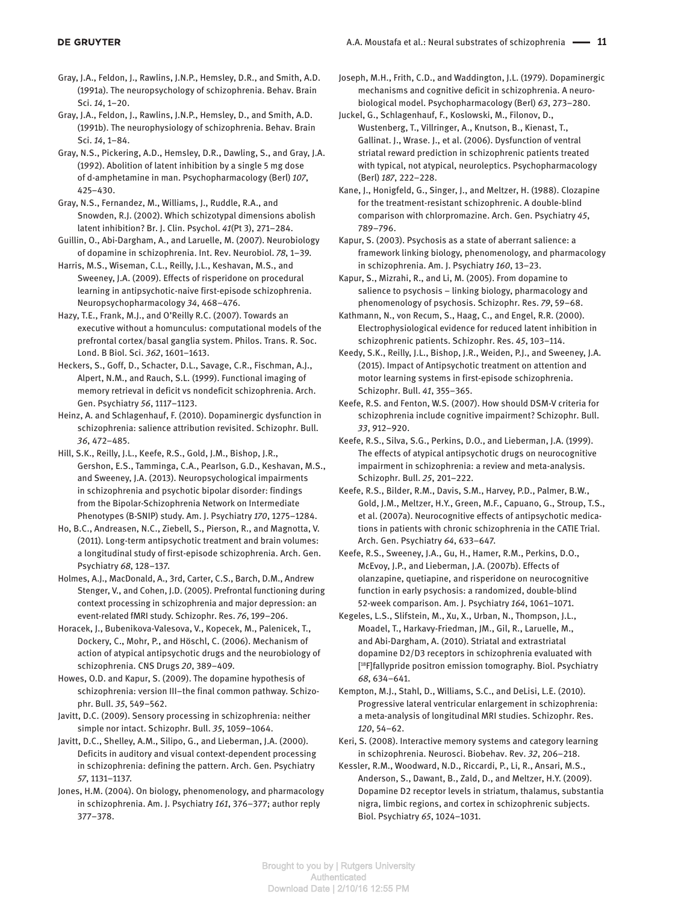Gray, J.A., Feldon, J., Rawlins, J.N.P., Hemsley, D.R., and Smith, A.D. (1991a). The neuropsychology of schizophrenia. Behav. Brain Sci. *14*, 1–20.

Gray, J.A., Feldon, J., Rawlins, J.N.P., Hemsley, D., and Smith, A.D. (1991b). The neurophysiology of schizophrenia. Behav. Brain Sci. *14*, 1–84.

Gray, N.S., Pickering, A.D., Hemsley, D.R., Dawling, S., and Gray, J.A. (1992). Abolition of latent inhibition by a single 5 mg dose of d-amphetamine in man. Psychopharmacology (Berl) *107*, 425–430.

Gray, N.S., Fernandez, M., Williams, J., Ruddle, R.A., and Snowden, R.J. (2002). Which schizotypal dimensions abolish latent inhibition? Br. J. Clin. Psychol. *41*(Pt 3), 271–284.

Guillin, O., Abi-Dargham, A., and Laruelle, M. (2007). Neurobiology of dopamine in schizophrenia. Int. Rev. Neurobiol. *78*, 1–39.

Harris, M.S., Wiseman, C.L., Reilly, J.L., Keshavan, M.S., and Sweeney, J.A. (2009). Effects of risperidone on procedural learning in antipsychotic-naive first-episode schizophrenia. Neuropsychopharmacology *34*, 468–476.

Hazy, T.E., Frank, M.J., and O'Reilly R.C. (2007). Towards an executive without a homunculus: computational models of the prefrontal cortex/basal ganglia system. Philos. Trans. R. Soc. Lond. B Biol. Sci. *362*, 1601–1613.

Heckers, S., Goff, D., Schacter, D.L., Savage, C.R., Fischman, A.J., Alpert, N.M., and Rauch, S.L. (1999). Functional imaging of memory retrieval in deficit vs nondeficit schizophrenia. Arch. Gen. Psychiatry *56*, 1117–1123.

Heinz, A. and Schlagenhauf, F. (2010). Dopaminergic dysfunction in schizophrenia: salience attribution revisited. Schizophr. Bull. *36*, 472–485.

Hill, S.K., Reilly, J.L., Keefe, R.S., Gold, J.M., Bishop, J.R., Gershon, E.S., Tamminga, C.A., Pearlson, G.D., Keshavan, M.S., and Sweeney, J.A. (2013). Neuropsychological impairments in schizophrenia and psychotic bipolar disorder: findings from the Bipolar-Schizophrenia Network on Intermediate Phenotypes (B-SNIP) study. Am. J. Psychiatry *170*, 1275–1284.

Ho, B.C., Andreasen, N.C., Ziebell, S., Pierson, R., and Magnotta, V. (2011). Long-term antipsychotic treatment and brain volumes: a longitudinal study of first-episode schizophrenia. Arch. Gen. Psychiatry *68*, 128–137.

Holmes, A.J., MacDonald, A., 3rd, Carter, C.S., Barch, D.M., Andrew Stenger, V., and Cohen, J.D. (2005). Prefrontal functioning during context processing in schizophrenia and major depression: an event-related fMRI study. Schizophr. Res. *76*, 199–206.

Horacek, J., Bubenikova-Valesova, V., Kopecek, M., Palenicek, T., Dockery, C., Mohr, P., and Höschl, C. (2006). Mechanism of action of atypical antipsychotic drugs and the neurobiology of schizophrenia. CNS Drugs *20*, 389–409.

Howes, O.D. and Kapur, S. (2009). The dopamine hypothesis of schizophrenia: version III–the final common pathway. Schizophr. Bull. *35*, 549–562.

Javitt, D.C. (2009). Sensory processing in schizophrenia: neither simple nor intact. Schizophr. Bull. *35*, 1059–1064.

Javitt, D.C., Shelley, A.M., Silipo, G., and Lieberman, J.A. (2000). Deficits in auditory and visual context-dependent processing in schizophrenia: defining the pattern. Arch. Gen. Psychiatry *57*, 1131–1137.

Jones, H.M. (2004). On biology, phenomenology, and pharmacology in schizophrenia. Am. J. Psychiatry *161*, 376–377; author reply 377–378.

Joseph, M.H., Frith, C.D., and Waddington, J.L. (1979). Dopaminergic mechanisms and cognitive deficit in schizophrenia. A neurobiological model. Psychopharmacology (Berl) *63*, 273–280.

Juckel, G., Schlagenhauf, F., Koslowski, M., Filonov, D., Wustenberg, T., Villringer, A., Knutson, B., Kienast, T., Gallinat. J., Wrase. J., et al. (2006). Dysfunction of ventral striatal reward prediction in schizophrenic patients treated with typical, not atypical, neuroleptics. Psychopharmacology (Berl) *187*, 222–228.

Kane, J., Honigfeld, G., Singer, J., and Meltzer, H. (1988). Clozapine for the treatment-resistant schizophrenic. A double-blind comparison with chlorpromazine. Arch. Gen. Psychiatry *45*, 789–796.

Kapur, S. (2003). Psychosis as a state of aberrant salience: a framework linking biology, phenomenology, and pharmacology in schizophrenia. Am. J. Psychiatry *160*, 13–23.

Kapur, S., Mizrahi, R., and Li, M. (2005). From dopamine to salience to psychosis – linking biology, pharmacology and phenomenology of psychosis. Schizophr. Res. *79*, 59–68.

Kathmann, N., von Recum, S., Haag, C., and Engel, R.R. (2000). Electrophysiological evidence for reduced latent inhibition in schizophrenic patients. Schizophr. Res. *45*, 103–114.

Keedy, S.K., Reilly, J.L., Bishop, J.R., Weiden, P.J., and Sweeney, J.A. (2015). Impact of Antipsychotic treatment on attention and motor learning systems in first-episode schizophrenia. Schizophr. Bull. *41*, 355–365.

Keefe, R.S. and Fenton, W.S. (2007). How should DSM-V criteria for schizophrenia include cognitive impairment? Schizophr. Bull. *33*, 912–920.

Keefe, R.S., Silva, S.G., Perkins, D.O., and Lieberman, J.A. (1999). The effects of atypical antipsychotic drugs on neurocognitive impairment in schizophrenia: a review and meta-analysis. Schizophr. Bull. *25*, 201–222.

Keefe, R.S., Bilder, R.M., Davis, S.M., Harvey, P.D., Palmer, B.W., Gold, J.M., Meltzer, H.Y., Green, M.F., Capuano, G., Stroup, T.S., et al. (2007a). Neurocognitive effects of antipsychotic medications in patients with chronic schizophrenia in the CATIE Trial. Arch. Gen. Psychiatry *64*, 633–647.

Keefe, R.S., Sweeney, J.A., Gu, H., Hamer, R.M., Perkins, D.O., McEvoy, J.P., and Lieberman, J.A. (2007b). Effects of olanzapine, quetiapine, and risperidone on neurocognitive function in early psychosis: a randomized, double-blind 52-week comparison. Am. J. Psychiatry *164*, 1061–1071.

Kegeles, L.S., Slifstein, M., Xu, X., Urban, N., Thompson, J.L., Moadel, T., Harkavy-Friedman, JM., Gil, R., Laruelle, M., and Abi-Dargham, A. (2010). Striatal and extrastriatal dopamine D2/D3 receptors in schizophrenia evaluated with [$^{18}$F]fallypride positron emission tomography. Biol. Psychiatry *68*, 634–641.

Kempton, M.J., Stahl, D., Williams, S.C., and DeLisi, L.E. (2010). Progressive lateral ventricular enlargement in schizophrenia: a meta-analysis of longitudinal MRI studies. Schizophr. Res. *120*, 54–62.

Keri, S. (2008). Interactive memory systems and category learning in schizophrenia. Neurosci. Biobehav. Rev. *32*, 206–218.

Kessler, R.M., Woodward, N.D., Riccardi, P., Li, R., Ansari, M.S., Anderson, S., Dawant, B., Zald, D., and Meltzer, H.Y. (2009). Dopamine D2 receptor levels in striatum, thalamus, substantia nigra, limbic regions, and cortex in schizophrenic subjects. Biol. Psychiatry *65*, 1024–1031.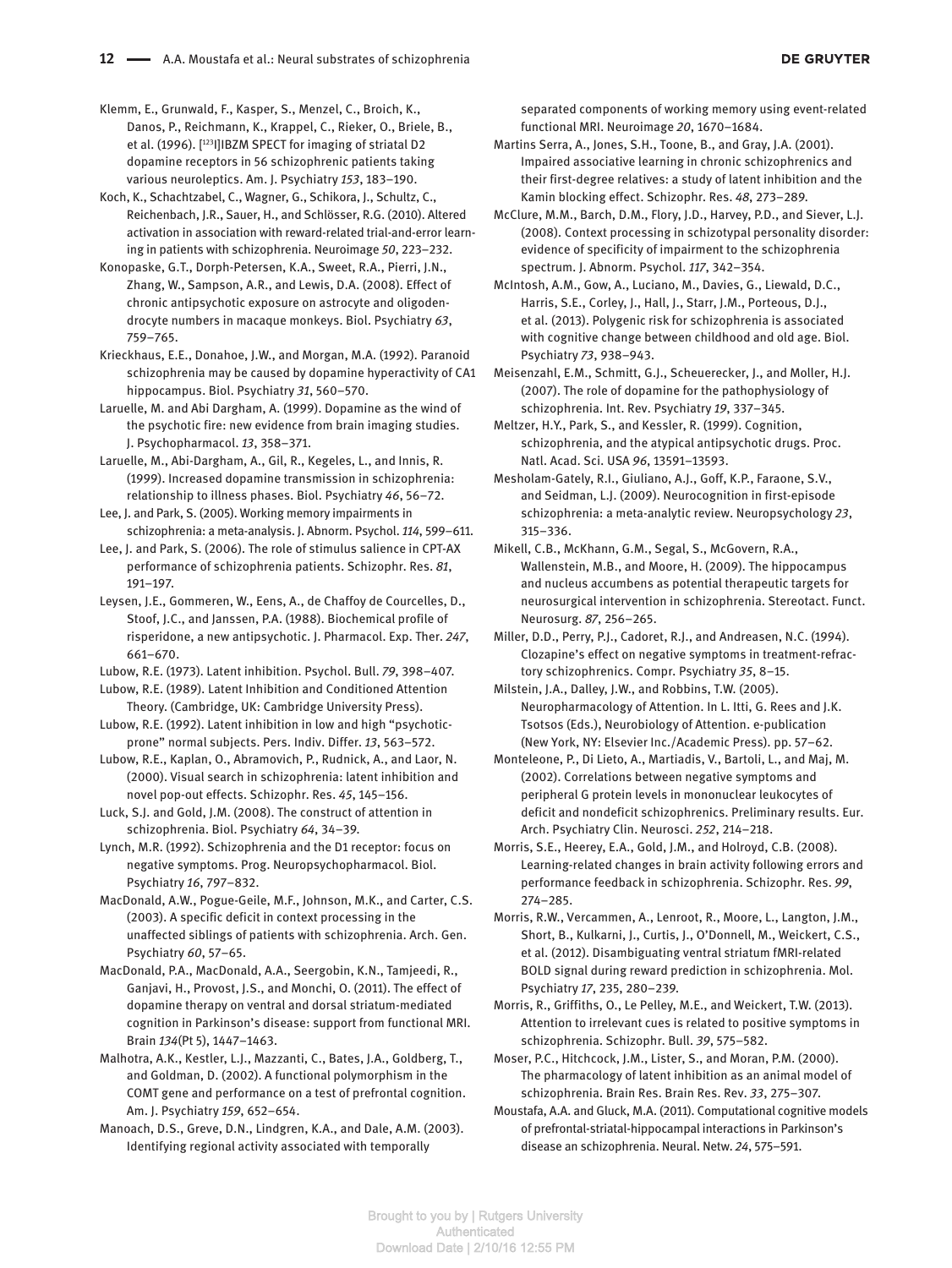Klemm, E., Grunwald, F., Kasper, S., Menzel, C., Broich, K., Danos, P., Reichmann, K., Krappel, C., Rieker, O., Briele, B., et al. (1996). [123I]IBZM SPECT for imaging of striatal D2 dopamine receptors in 56 schizophrenic patients taking various neuroleptics. Am. J. Psychiatry *153*, 183–190.

Koch, K., Schachtzabel, C., Wagner, G., Schikora, J., Schultz, C., Reichenbach, J.R., Sauer, H., and Schlösser, R.G. (2010). Altered activation in association with reward-related trial-and-error learning in patients with schizophrenia. Neuroimage *50*, 223–232.

Konopaske, G.T., Dorph-Petersen, K.A., Sweet, R.A., Pierri, J.N., Zhang, W., Sampson, A.R., and Lewis, D.A. (2008). Effect of chronic antipsychotic exposure on astrocyte and oligodendrocyte numbers in macaque monkeys. Biol. Psychiatry *63*, 759–765.

Krieckhaus, E.E., Donahoe, J.W., and Morgan, M.A. (1992). Paranoid schizophrenia may be caused by dopamine hyperactivity of CA1 hippocampus. Biol. Psychiatry *31*, 560–570.

Laruelle, M. and Abi Dargham, A. (1999). Dopamine as the wind of the psychotic fire: new evidence from brain imaging studies. J. Psychopharmacol. *13*, 358–371.

Laruelle, M., Abi-Dargham, A., Gil, R., Kegeles, L., and Innis, R. (1999). Increased dopamine transmission in schizophrenia: relationship to illness phases. Biol. Psychiatry *46*, 56–72.

Lee, J. and Park, S. (2005). Working memory impairments in schizophrenia: a meta-analysis. J. Abnorm. Psychol. *114*, 599–611.

Lee, J. and Park, S. (2006). The role of stimulus salience in CPT-AX performance of schizophrenia patients. Schizophr. Res. *81*, 191–197.

Leysen, J.E., Gommeren, W., Eens, A., de Chaffoy de Courcelles, D., Stoof, J.C., and Janssen, P.A. (1988). Biochemical profile of risperidone, a new antipsychotic. J. Pharmacol. Exp. Ther. *247*, 661–670.

Lubow, R.E. (1973). Latent inhibition. Psychol. Bull. *79*, 398–407.

Lubow, R.E. (1989). Latent Inhibition and Conditioned Attention Theory. (Cambridge, UK: Cambridge University Press).

Lubow, R.E. (1992). Latent inhibition in low and high "psychotic-prone" normal subjects. Pers. Indiv. Differ. *13*, 563–572.

Lubow, R.E., Kaplan, O., Abramovich, P., Rudnick, A., and Laor, N. (2000). Visual search in schizophrenia: latent inhibition and novel pop-out effects. Schizophr. Res. *45*, 145–156.

Luck, S.J. and Gold, J.M. (2008). The construct of attention in schizophrenia. Biol. Psychiatry *64*, 34–39.

Lynch, M.R. (1992). Schizophrenia and the D1 receptor: focus on negative symptoms. Prog. Neuropsychopharmacol. Biol. Psychiatry *16*, 797–832.

MacDonald, A.W., Pogue-Geile, M.F., Johnson, M.K., and Carter, C.S. (2003). A specific deficit in context processing in the unaffected siblings of patients with schizophrenia. Arch. Gen. Psychiatry *60*, 57–65.

MacDonald, P.A., MacDonald, A.A., Seergobin, K.N., Tamjeedi, R., Ganjavi, H., Provost, J.S., and Monchi, O. (2011). The effect of dopamine therapy on ventral and dorsal striatum-mediated cognition in Parkinson's disease: support from functional MRI. Brain *134*(Pt 5), 1447–1463.

Malhotra, A.K., Kestler, L.J., Mazzanti, C., Bates, J.A., Goldberg, T., and Goldman, D. (2002). A functional polymorphism in the COMT gene and performance on a test of prefrontal cognition. Am. J. Psychiatry *159*, 652–654.

Manoach, D.S., Greve, D.N., Lindgren, K.A., and Dale, A.M. (2003). Identifying regional activity associated with temporally separated components of working memory using event-related functional MRI. Neuroimage *20*, 1670–1684.

Martins Serra, A., Jones, S.H., Toone, B., and Gray, J.A. (2001). Impaired associative learning in chronic schizophrenics and their first-degree relatives: a study of latent inhibition and the Kamin blocking effect. Schizophr. Res. *48*, 273–289.

McClure, M.M., Barch, D.M., Flory, J.D., Harvey, P.D., and Siever, L.J. (2008). Context processing in schizotypal personality disorder: evidence of specificity of impairment to the schizophrenia spectrum. J. Abnorm. Psychol. *117*, 342–354.

McIntosh, A.M., Gow, A., Luciano, M., Davies, G., Liewald, D.C., Harris, S.E., Corley, J., Hall, J., Starr, J.M., Porteous, D.J., et al. (2013). Polygenic risk for schizophrenia is associated with cognitive change between childhood and old age. Biol. Psychiatry *73*, 938–943.

Meisenzahl, E.M., Schmitt, G.J., Scheuerecker, J., and Moller, H.J. (2007). The role of dopamine for the pathophysiology of schizophrenia. Int. Rev. Psychiatry *19*, 337–345.

Meltzer, H.Y., Park, S., and Kessler, R. (1999). Cognition, schizophrenia, and the atypical antipsychotic drugs. Proc. Natl. Acad. Sci. USA *96*, 13591–13593.

Mesholam-Gately, R.I., Giuliano, A.J., Goff, K.P., Faraone, S.V., and Seidman, L.J. (2009). Neurocognition in first-episode schizophrenia: a meta-analytic review. Neuropsychology *23*, 315–336.

Mikell, C.B., McKhann, G.M., Segal, S., McGovern, R.A., Wallenstein, M.B., and Moore, H. (2009). The hippocampus and nucleus accumbens as potential therapeutic targets for neurosurgical intervention in schizophrenia. Stereotact. Funct. Neurosurg. *87*, 256–265.

Miller, D.D., Perry, P.J., Cadoret, R.J., and Andreasen, N.C. (1994). Clozapine's effect on negative symptoms in treatment-refractory schizophrenics. Compr. Psychiatry *35*, 8–15.

Milstein, J.A., Dalley, J.W., and Robbins, T.W. (2005). Neuropharmacology of Attention. In L. Itti, G. Rees and J.K. Tsotsos (Eds.), Neurobiology of Attention. e-publication (New York, NY: Elsevier Inc./Academic Press). pp. 57–62.

Monteleone, P., Di Lieto, A., Martiadis, V., Bartoli, L., and Maj, M. (2002). Correlations between negative symptoms and peripheral G protein levels in mononuclear leukocytes of deficit and nondeficit schizophrenics. Preliminary results. Eur. Arch. Psychiatry Clin. Neurosci. *252*, 214–218.

Morris, S.E., Heerey, E.A., Gold, J.M., and Holroyd, C.B. (2008). Learning-related changes in brain activity following errors and performance feedback in schizophrenia. Schizophr. Res. *99*, 274–285.

Morris, R.W., Vercammen, A., Lenroot, R., Moore, L., Langton, J.M., Short, B., Kulkarni, J., Curtis, J., O'Donnell, M., Weickert, C.S., et al. (2012). Disambiguating ventral striatum fMRI-related BOLD signal during reward prediction in schizophrenia. Mol. Psychiatry *17*, 235, 280–239.

Morris, R., Griffiths, O., Le Pelley, M.E., and Weickert, T.W. (2013). Attention to irrelevant cues is related to positive symptoms in schizophrenia. Schizophr. Bull. *39*, 575–582.

Moser, P.C., Hitchcock, J.M., Lister, S., and Moran, P.M. (2000). The pharmacology of latent inhibition as an animal model of schizophrenia. Brain Res. Brain Res. Rev. *33*, 275–307.

Moustafa, A.A. and Gluck, M.A. (2011). Computational cognitive models of prefrontal-striatal-hippocampal interactions in Parkinson's disease an schizophrenia. Neural. Netw. *24*, 575–591.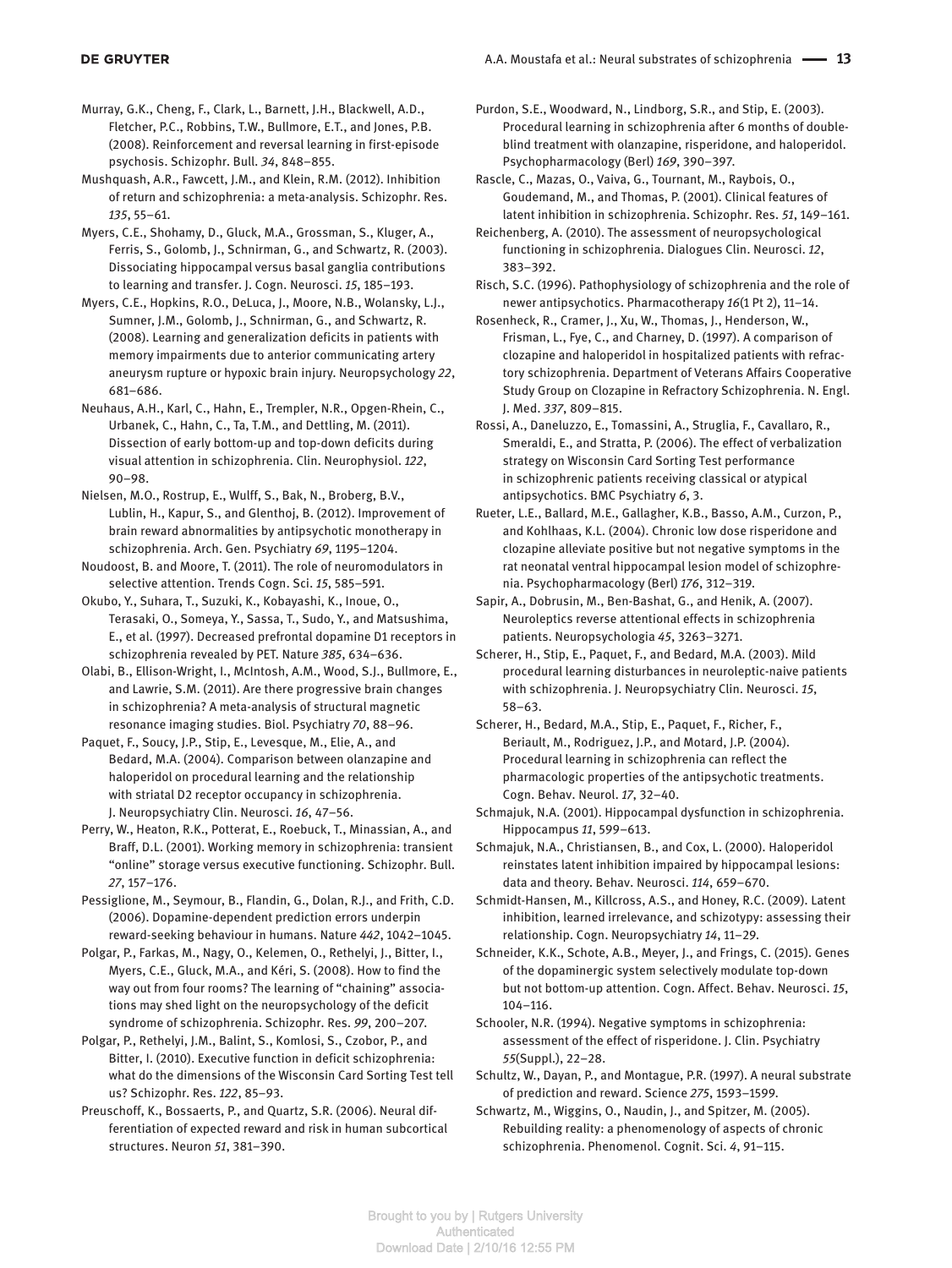Murray, G.K., Cheng, F., Clark, L., Barnett, J.H., Blackwell, A.D., Fletcher, P.C., Robbins, T.W., Bullmore, E.T., and Jones, P.B. (2008). Reinforcement and reversal learning in first-episode psychosis. Schizophr. Bull. *34*, 848–855.

Mushquash, A.R., Fawcett, J.M., and Klein, R.M. (2012). Inhibition of return and schizophrenia: a meta-analysis. Schizophr. Res. *135*, 55–61.

Myers, C.E., Shohamy, D., Gluck, M.A., Grossman, S., Kluger, A., Ferris, S., Golomb, J., Schnirman, G., and Schwartz, R. (2003). Dissociating hippocampal versus basal ganglia contributions to learning and transfer. J. Cogn. Neurosci. *15*, 185–193.

Myers, C.E., Hopkins, R.O., DeLuca, J., Moore, N.B., Wolansky, L.J., Sumner, J.M., Golomb, J., Schnirman, G., and Schwartz, R. (2008). Learning and generalization deficits in patients with memory impairments due to anterior communicating artery aneurysm rupture or hypoxic brain injury. Neuropsychology *22*, 681–686.

Neuhaus, A.H., Karl, C., Hahn, E., Trempler, N.R., Opgen-Rhein, C., Urbanek, C., Hahn, C., Ta, T.M., and Dettling, M. (2011). Dissection of early bottom-up and top-down deficits during visual attention in schizophrenia. Clin. Neurophysiol. *122*, 90–98.

Nielsen, M.O., Rostrup, E., Wulff, S., Bak, N., Broberg, B.V., Lublin, H., Kapur, S., and Glenthoj, B. (2012). Improvement of brain reward abnormalities by antipsychotic monotherapy in schizophrenia. Arch. Gen. Psychiatry *69*, 1195–1204.

Noudoost, B. and Moore, T. (2011). The role of neuromodulators in selective attention. Trends Cogn. Sci. *15*, 585–591.

Okubo, Y., Suhara, T., Suzuki, K., Kobayashi, K., Inoue, O., Terasaki, O., Someya, Y., Sassa, T., Sudo, Y., and Matsushima, E., et al. (1997). Decreased prefrontal dopamine D1 receptors in schizophrenia revealed by PET. Nature *385*, 634–636.

Olabi, B., Ellison-Wright, I., McIntosh, A.M., Wood, S.J., Bullmore, E., and Lawrie, S.M. (2011). Are there progressive brain changes in schizophrenia? A meta-analysis of structural magnetic resonance imaging studies. Biol. Psychiatry *70*, 88–96.

Paquet, F., Soucy, J.P., Stip, E., Levesque, M., Elie, A., and Bedard, M.A. (2004). Comparison between olanzapine and haloperidol on procedural learning and the relationship with striatal D2 receptor occupancy in schizophrenia. J. Neuropsychiatry Clin. Neurosci. *16*, 47–56.

Perry, W., Heaton, R.K., Potterat, E., Roebuck, T., Minassian, A., and Braff, D.L. (2001). Working memory in schizophrenia: transient "online" storage versus executive functioning. Schizophr. Bull. *27*, 157–176.

Pessiglione, M., Seymour, B., Flandin, G., Dolan, R.J., and Frith, C.D. (2006). Dopamine-dependent prediction errors underpin reward-seeking behaviour in humans. Nature *442*, 1042–1045.

Polgar, P., Farkas, M., Nagy, O., Kelemen, O., Rethelyi, J., Bitter, I., Myers, C.E., Gluck, M.A., and Kéri, S. (2008). How to find the way out from four rooms? The learning of "chaining" associations may shed light on the neuropsychology of the deficit syndrome of schizophrenia. Schizophr. Res. *99*, 200–207.

Polgar, P., Rethelyi, J.M., Balint, S., Komlosi, S., Czobor, P., and Bitter, I. (2010). Executive function in deficit schizophrenia: what do the dimensions of the Wisconsin Card Sorting Test tell us? Schizophr. Res. *122*, 85–93.

Preuschoff, K., Bossaerts, P., and Quartz, S.R. (2006). Neural differentiation of expected reward and risk in human subcortical structures. Neuron *51*, 381–390.

Purdon, S.E., Woodward, N., Lindborg, S.R., and Stip, E. (2003). Procedural learning in schizophrenia after 6 months of double-blind treatment with olanzapine, risperidone, and haloperidol. Psychopharmacology (Berl) *169*, 390–397.

Rascle, C., Mazas, O., Vaiva, G., Tournant, M., Raybois, O., Goudemand, M., and Thomas, P. (2001). Clinical features of latent inhibition in schizophrenia. Schizophr. Res. *51*, 149–161.

Reichenberg, A. (2010). The assessment of neuropsychological functioning in schizophrenia. Dialogues Clin. Neurosci. *12*, 383–392.

Risch, S.C. (1996). Pathophysiology of schizophrenia and the role of newer antipsychotics. Pharmacotherapy *16*(1 Pt 2), 11–14.

Rosenheck, R., Cramer, J., Xu, W., Thomas, J., Henderson, W., Frisman, L., Fye, C., and Charney, D. (1997). A comparison of clozapine and haloperidol in hospitalized patients with refractory schizophrenia. Department of Veterans Affairs Cooperative Study Group on Clozapine in Refractory Schizophrenia. N. Engl. J. Med. *337*, 809–815.

Rossi, A., Daneluzzo, E., Tomassini, A., Struglia, F., Cavallaro, R., Smeraldi, E., and Stratta, P. (2006). The effect of verbalization strategy on Wisconsin Card Sorting Test performance in schizophrenic patients receiving classical or atypical antipsychotics. BMC Psychiatry *6*, 3.

Rueter, L.E., Ballard, M.E., Gallagher, K.B., Basso, A.M., Curzon, P., and Kohlhaas, K.L. (2004). Chronic low dose risperidone and clozapine alleviate positive but not negative symptoms in the rat neonatal ventral hippocampal lesion model of schizophrenia. Psychopharmacology (Berl) *176*, 312–319.

Sapir, A., Dobrusin, M., Ben-Bashat, G., and Henik, A. (2007). Neuroleptics reverse attentional effects in schizophrenia patients. Neuropsychologia *45*, 3263–3271.

Scherer, H., Stip, E., Paquet, F., and Bedard, M.A. (2003). Mild procedural learning disturbances in neuroleptic-naive patients with schizophrenia. J. Neuropsychiatry Clin. Neurosci. *15*, 58–63.

Scherer, H., Bedard, M.A., Stip, E., Paquet, F., Richer, F., Beriault, M., Rodriguez, J.P., and Motard, J.P. (2004). Procedural learning in schizophrenia can reflect the pharmacologic properties of the antipsychotic treatments. Cogn. Behav. Neurol. *17*, 32–40.

Schmajuk, N.A. (2001). Hippocampal dysfunction in schizophrenia. Hippocampus *11*, 599–613.

Schmajuk, N.A., Christiansen, B., and Cox, L. (2000). Haloperidol reinstates latent inhibition impaired by hippocampal lesions: data and theory. Behav. Neurosci. *114*, 659–670.

Schmidt-Hansen, M., Killcross, A.S., and Honey, R.C. (2009). Latent inhibition, learned irrelevance, and schizotypy: assessing their relationship. Cogn. Neuropsychiatry *14*, 11–29.

Schneider, K.K., Schote, A.B., Meyer, J., and Frings, C. (2015). Genes of the dopaminergic system selectively modulate top-down but not bottom-up attention. Cogn. Affect. Behav. Neurosci. *15*, 104–116.

Schooler, N.R. (1994). Negative symptoms in schizophrenia: assessment of the effect of risperidone. J. Clin. Psychiatry *55*(Suppl.), 22–28.

Schultz, W., Dayan, P., and Montague, P.R. (1997). A neural substrate of prediction and reward. Science *275*, 1593–1599.

Schwartz, M., Wiggins, O., Naudin, J., and Spitzer, M. (2005). Rebuilding reality: a phenomenology of aspects of chronic schizophrenia. Phenomenol. Cognit. Sci. *4*, 91–115.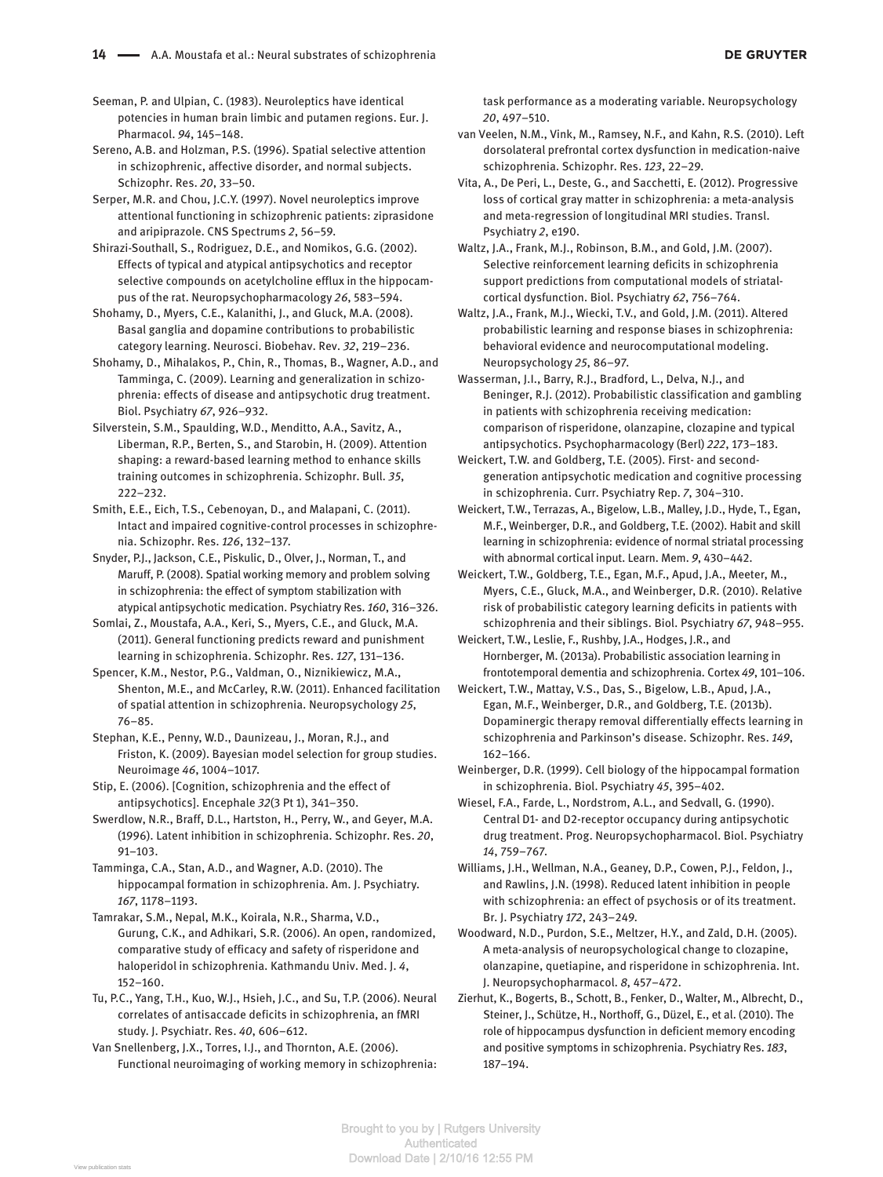Seeman, P. and Ulpian, C. (1983). Neuroleptics have identical potencies in human brain limbic and putamen regions. Eur. J. Pharmacol. *94*, 145–148.

Sereno, A.B. and Holzman, P.S. (1996). Spatial selective attention in schizophrenic, affective disorder, and normal subjects. Schizophr. Res. *20*, 33–50.

Serper, M.R. and Chou, J.C.Y. (1997). Novel neuroleptics improve attentional functioning in schizophrenic patients: ziprasidone and aripiprazole. CNS Spectrums *2*, 56–59.

Shirazi-Southall, S., Rodriguez, D.E., and Nomikos, G.G. (2002). Effects of typical and atypical antipsychotics and receptor selective compounds on acetylcholine efflux in the hippocampus of the rat. Neuropsychopharmacology *26*, 583–594.

Shohamy, D., Myers, C.E., Kalanithi, J., and Gluck, M.A. (2008). Basal ganglia and dopamine contributions to probabilistic category learning. Neurosci. Biobehav. Rev. *32*, 219–236.

Shohamy, D., Mihalakos, P., Chin, R., Thomas, B., Wagner, A.D., and Tamminga, C. (2009). Learning and generalization in schizophrenia: effects of disease and antipsychotic drug treatment. Biol. Psychiatry *67*, 926–932.

Silverstein, S.M., Spaulding, W.D., Menditto, A.A., Savitz, A., Liberman, R.P., Berten, S., and Starobin, H. (2009). Attention shaping: a reward-based learning method to enhance skills training outcomes in schizophrenia. Schizophr. Bull. *35*, 222–232.

Smith, E.E., Eich, T.S., Cebenoyan, D., and Malapani, C. (2011). Intact and impaired cognitive-control processes in schizophrenia. Schizophr. Res. *126*, 132–137.

Snyder, P.J., Jackson, C.E., Piskulic, D., Olver, J., Norman, T., and Maruff, P. (2008). Spatial working memory and problem solving in schizophrenia: the effect of symptom stabilization with atypical antipsychotic medication. Psychiatry Res. *160*, 316–326.

Somlai, Z., Moustafa, A.A., Keri, S., Myers, C.E., and Gluck, M.A. (2011). General functioning predicts reward and punishment learning in schizophrenia. Schizophr. Res. *127*, 131–136.

Spencer, K.M., Nestor, P.G., Valdman, O., Niznikiewicz, M.A., Shenton, M.E., and McCarley, R.W. (2011). Enhanced facilitation of spatial attention in schizophrenia. Neuropsychology *25*, 76–85.

Stephan, K.E., Penny, W.D., Daunizeau, J., Moran, R.J., and Friston, K. (2009). Bayesian model selection for group studies. Neuroimage *46*, 1004–1017.

Stip, E. (2006). [Cognition, schizophrenia and the effect of antipsychotics]. Encephale *32*(3 Pt 1), 341–350.

Swerdlow, N.R., Braff, D.L., Hartston, H., Perry, W., and Geyer, M.A. (1996). Latent inhibition in schizophrenia. Schizophr. Res. *20*, 91–103.

Tamminga, C.A., Stan, A.D., and Wagner, A.D. (2010). The hippocampal formation in schizophrenia. Am. J. Psychiatry. *167*, 1178–1193.

Tamrakar, S.M., Nepal, M.K., Koirala, N.R., Sharma, V.D., Gurung, C.K., and Adhikari, S.R. (2006). An open, randomized, comparative study of efficacy and safety of risperidone and haloperidol in schizophrenia. Kathmandu Univ. Med. J. *4*, 152–160.

Tu, P.C., Yang, T.H., Kuo, W.J., Hsieh, J.C., and Su, T.P. (2006). Neural correlates of antisaccade deficits in schizophrenia, an fMRI study. J. Psychiatr. Res. *40*, 606–612.

Van Snellenberg, J.X., Torres, I.J., and Thornton, A.E. (2006). Functional neuroimaging of working memory in schizophrenia: task performance as a moderating variable. Neuropsychology *20*, 497–510.

van Veelen, N.M., Vink, M., Ramsey, N.F., and Kahn, R.S. (2010). Left dorsolateral prefrontal cortex dysfunction in medication-naive schizophrenia. Schizophr. Res. *123*, 22–29.

Vita, A., De Peri, L., Deste, G., and Sacchetti, E. (2012). Progressive loss of cortical gray matter in schizophrenia: a meta-analysis and meta-regression of longitudinal MRI studies. Transl. Psychiatry *2*, e190.

Waltz, J.A., Frank, M.J., Robinson, B.M., and Gold, J.M. (2007). Selective reinforcement learning deficits in schizophrenia support predictions from computational models of striatal-cortical dysfunction. Biol. Psychiatry *62*, 756–764.

Waltz, J.A., Frank, M.J., Wiecki, T.V., and Gold, J.M. (2011). Altered probabilistic learning and response biases in schizophrenia: behavioral evidence and neurocomputational modeling. Neuropsychology *25*, 86–97.

Wasserman, J.I., Barry, R.J., Bradford, L., Delva, N.J., and Beninger, R.J. (2012). Probabilistic classification and gambling in patients with schizophrenia receiving medication: comparison of risperidone, olanzapine, clozapine and typical antipsychotics. Psychopharmacology (Berl) *222*, 173–183.

Weickert, T.W. and Goldberg, T.E. (2005). First- and second-generation antipsychotic medication and cognitive processing in schizophrenia. Curr. Psychiatry Rep. *7*, 304–310.

Weickert, T.W., Terrazas, A., Bigelow, L.B., Malley, J.D., Hyde, T., Egan, M.F., Weinberger, D.R., and Goldberg, T.E. (2002). Habit and skill learning in schizophrenia: evidence of normal striatal processing with abnormal cortical input. Learn. Mem. *9*, 430–442.

Weickert, T.W., Goldberg, T.E., Egan, M.F., Apud, J.A., Meeter, M., Myers, C.E., Gluck, M.A., and Weinberger, D.R. (2010). Relative risk of probabilistic category learning deficits in patients with schizophrenia and their siblings. Biol. Psychiatry *67*, 948–955.

Weickert, T.W., Leslie, F., Rushby, J.A., Hodges, J.R., and Hornberger, M. (2013a). Probabilistic association learning in frontotemporal dementia and schizophrenia. Cortex *49*, 101–106.

Weickert, T.W., Mattay, V.S., Das, S., Bigelow, L.B., Apud, J.A., Egan, M.F., Weinberger, D.R., and Goldberg, T.E. (2013b). Dopaminergic therapy removal differentially effects learning in schizophrenia and Parkinson's disease. Schizophr. Res. *149*, 162–166.

Weinberger, D.R. (1999). Cell biology of the hippocampal formation in schizophrenia. Biol. Psychiatry *45*, 395–402.

Wiesel, F.A., Farde, L., Nordstrom, A.L., and Sedvall, G. (1990). Central D1- and D2-receptor occupancy during antipsychotic drug treatment. Prog. Neuropsychopharmacol. Biol. Psychiatry *14*, 759–767.

Williams, J.H., Wellman, N.A., Geaney, D.P., Cowen, P.J., Feldon, J., and Rawlins, J.N. (1998). Reduced latent inhibition in people with schizophrenia: an effect of psychosis or of its treatment. Br. J. Psychiatry *172*, 243–249.

Woodward, N.D., Purdon, S.E., Meltzer, H.Y., and Zald, D.H. (2005). A meta-analysis of neuropsychological change to clozapine, olanzapine, quetiapine, and risperidone in schizophrenia. Int. J. Neuropsychopharmacol. *8*, 457–472.

Zierhut, K., Bogerts, B., Schott, B., Fenker, D., Walter, M., Albrecht, D., Steiner, J., Schütze, H., Northoff, G., Düzel, E., et al. (2010). The role of hippocampus dysfunction in deficient memory encoding and positive symptoms in schizophrenia. Psychiatry Res. *183*, 187–194.